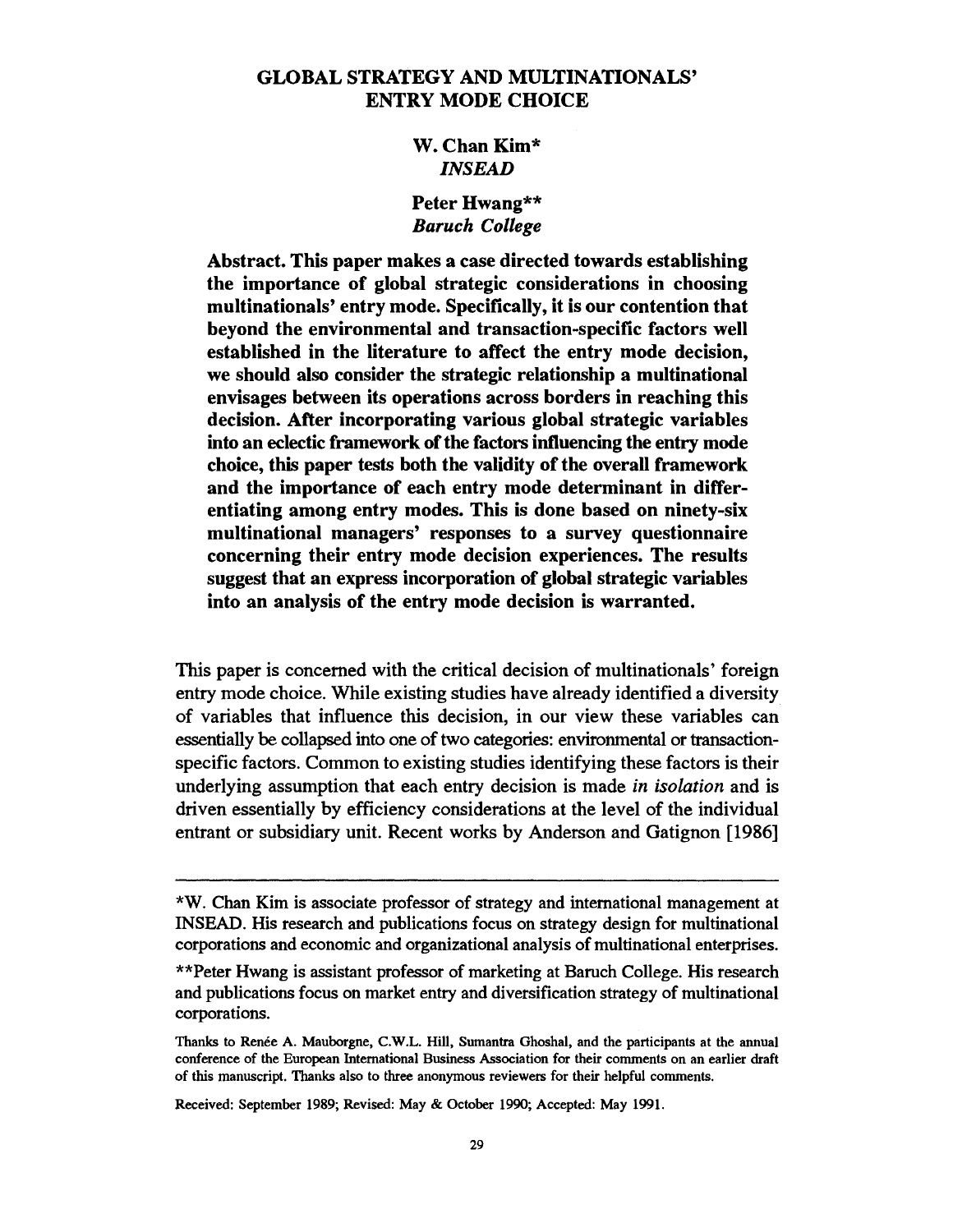# GLOBAL STRATEGY AND MULTINATIONALS' ENTRY MODE CHOICE

**W. Chan Kim***
*INSEAD*

**Peter Hwang****
*Baruch College*

**Abstract. This paper makes a case directed towards establishing the importance of global strategic considerations in choosing multinationals' entry mode. Specifically, it is our contention that beyond the environmental and transaction-specific factors well established in the literature to affect the entry mode decision, we should also consider the strategic relationship a multinational envisages between its operations across borders in reaching this decision. After incorporating various global strategic variables into an eclectic framework of the factors influencing the entry mode choice, this paper tests both the validity of the overall framework and the importance of each entry mode determinant in differentiating among entry modes. This is done based on ninety-six multinational managers' responses to a survey questionnaire concerning their entry mode decision experiences. The results suggest that an express incorporation of global strategic variables into an analysis of the entry mode decision is warranted.**

This paper is concerned with the critical decision of multinationals' foreign entry mode choice. While existing studies have already identified a diversity of variables that influence this decision, in our view these variables can essentially be collapsed into one of two categories: environmental or transaction-specific factors. Common to existing studies identifying these factors is their underlying assumption that each entry decision is made *in isolation* and is driven essentially by efficiency considerations at the level of the individual entrant or subsidiary unit. Recent works by Anderson and Gatignon [1986]

---

*W. Chan Kim is associate professor of strategy and international management at INSEAD. His research and publications focus on strategy design for multinational corporations and economic and organizational analysis of multinational enterprises.

**Peter Hwang is assistant professor of marketing at Baruch College. His research and publications focus on market entry and diversification strategy of multinational corporations.

Thanks to Renée A. Mauborgne, C.W.L. Hill, Sumantra Ghoshal, and the participants at the annual conference of the European International Business Association for their comments on an earlier draft of this manuscript. Thanks also to three anonymous reviewers for their helpful comments.

Received: September 1989; Revised: May & October 1990; Accepted: May 1991.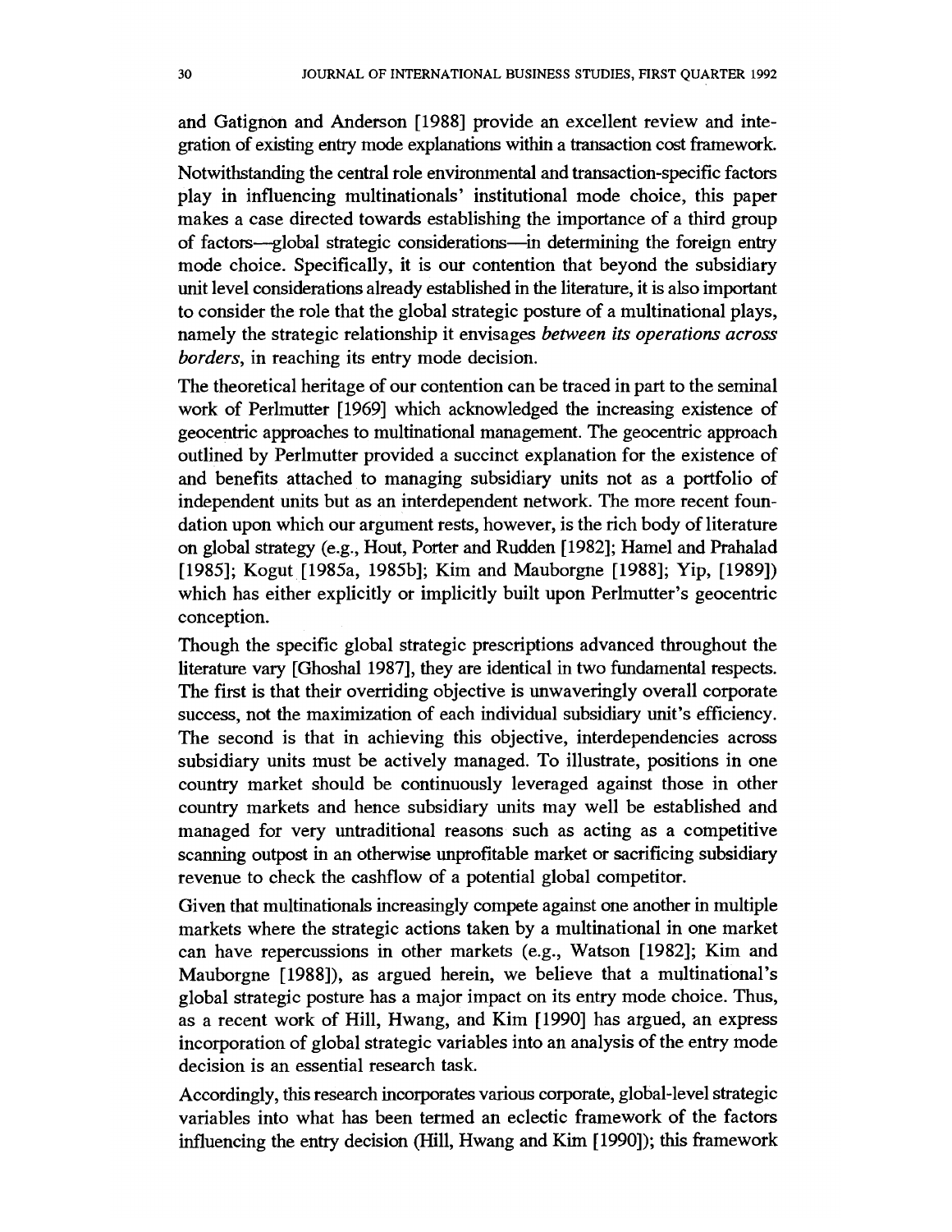and Gatignon and Anderson [1988] provide an excellent review and integration of existing entry mode explanations within a transaction cost framework.

Notwithstanding the central role environmental and transaction-specific factors play in influencing multinationals' institutional mode choice, this paper makes a case directed towards establishing the importance of a third group of factors—global strategic considerations—in determining the foreign entry mode choice. Specifically, it is our contention that beyond the subsidiary unit level considerations already established in the literature, it is also important to consider the role that the global strategic posture of a multinational plays, namely the strategic relationship it envisages *between its operations across borders*, in reaching its entry mode decision.

The theoretical heritage of our contention can be traced in part to the seminal work of Perlmutter [1969] which acknowledged the increasing existence of geocentric approaches to multinational management. The geocentric approach outlined by Perlmutter provided a succinct explanation for the existence of and benefits attached to managing subsidiary units not as a portfolio of independent units but as an interdependent network. The more recent foundation upon which our argument rests, however, is the rich body of literature on global strategy (e.g., Hout, Porter and Rudden [1982]; Hamel and Prahalad [1985]; Kogut [1985a, 1985b]; Kim and Mauborgne [1988]; Yip, [1989]) which has either explicitly or implicitly built upon Perlmutter's geocentric conception.

Though the specific global strategic prescriptions advanced throughout the literature vary [Ghoshal 1987], they are identical in two fundamental respects. The first is that their overriding objective is unwaveringly overall corporate success, not the maximization of each individual subsidiary unit's efficiency. The second is that in achieving this objective, interdependencies across subsidiary units must be actively managed. To illustrate, positions in one country market should be continuously leveraged against those in other country markets and hence subsidiary units may well be established and managed for very untraditional reasons such as acting as a competitive scanning outpost in an otherwise unprofitable market or sacrificing subsidiary revenue to check the cashflow of a potential global competitor.

Given that multinationals increasingly compete against one another in multiple markets where the strategic actions taken by a multinational in one market can have repercussions in other markets (e.g., Watson [1982]; Kim and Mauborgne [1988]), as argued herein, we believe that a multinational's global strategic posture has a major impact on its entry mode choice. Thus, as a recent work of Hill, Hwang, and Kim [1990] has argued, an express incorporation of global strategic variables into an analysis of the entry mode decision is an essential research task.

Accordingly, this research incorporates various corporate, global-level strategic variables into what has been termed an eclectic framework of the factors influencing the entry decision (Hill, Hwang and Kim [1990]); this framework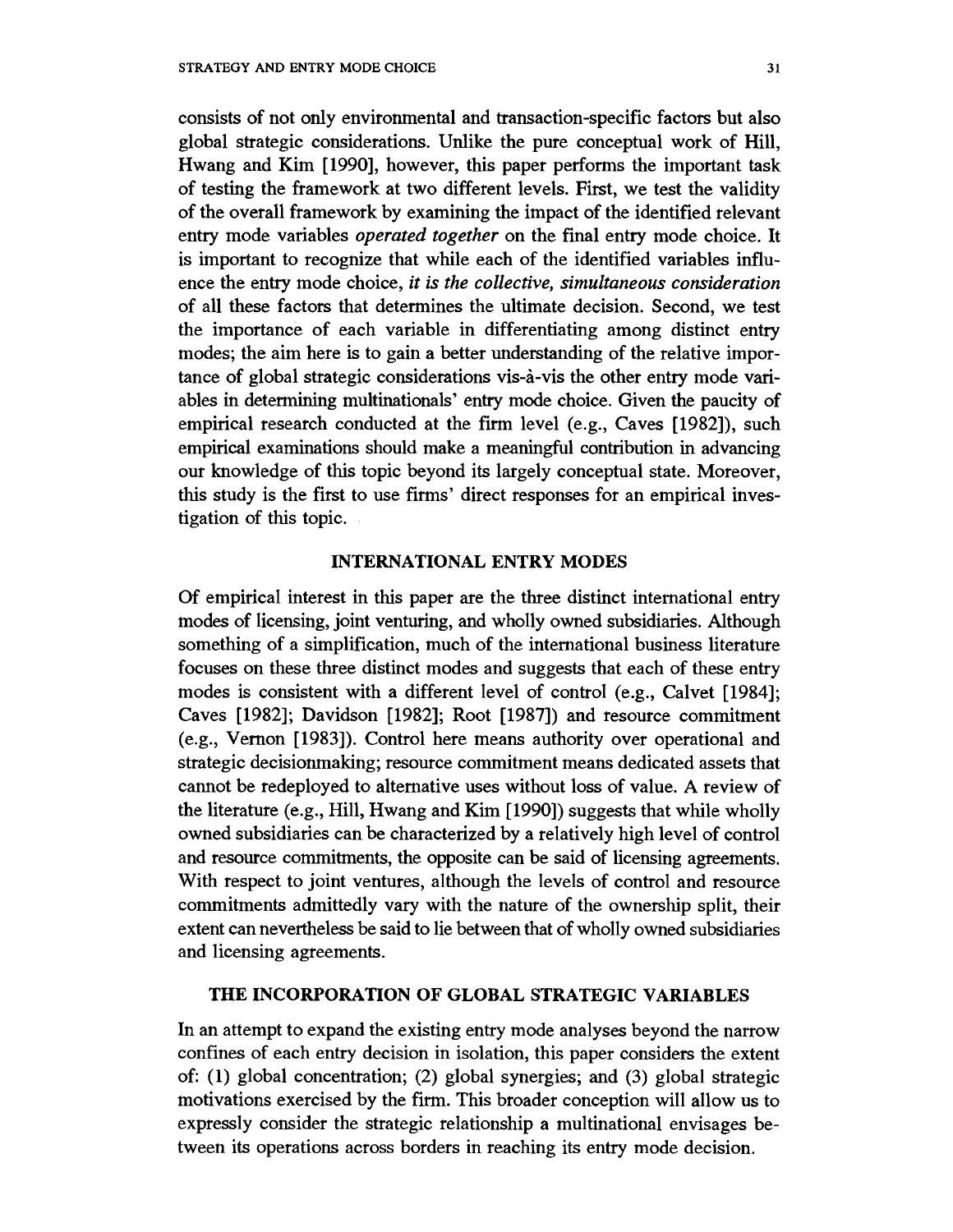consists of not only environmental and transaction-specific factors but also global strategic considerations. Unlike the pure conceptual work of Hill, Hwang and Kim [1990], however, this paper performs the important task of testing the framework at two different levels. First, we test the validity of the overall framework by examining the impact of the identified relevant entry mode variables *operated together* on the final entry mode choice. It is important to recognize that while each of the identified variables influence the entry mode choice, *it is the collective, simultaneous consideration* of all these factors that determines the ultimate decision. Second, we test the importance of each variable in differentiating among distinct entry modes; the aim here is to gain a better understanding of the relative importance of global strategic considerations vis-à-vis the other entry mode variables in determining multinationals' entry mode choice. Given the paucity of empirical research conducted at the firm level (e.g., Caves [1982]), such empirical examinations should make a meaningful contribution in advancing our knowledge of this topic beyond its largely conceptual state. Moreover, this study is the first to use firms' direct responses for an empirical investigation of this topic.

## INTERNATIONAL ENTRY MODES

Of empirical interest in this paper are the three distinct international entry modes of licensing, joint venturing, and wholly owned subsidiaries. Although something of a simplification, much of the international business literature focuses on these three distinct modes and suggests that each of these entry modes is consistent with a different level of control (e.g., Calvet [1984]; Caves [1982]; Davidson [1982]; Root [1987]) and resource commitment (e.g., Vernon [1983]). Control here means authority over operational and strategic decisionmaking; resource commitment means dedicated assets that cannot be redeployed to alternative uses without loss of value. A review of the literature (e.g., Hill, Hwang and Kim [1990]) suggests that while wholly owned subsidiaries can be characterized by a relatively high level of control and resource commitments, the opposite can be said of licensing agreements. With respect to joint ventures, although the levels of control and resource commitments admittedly vary with the nature of the ownership split, their extent can nevertheless be said to lie between that of wholly owned subsidiaries and licensing agreements.

## THE INCORPORATION OF GLOBAL STRATEGIC VARIABLES

In an attempt to expand the existing entry mode analyses beyond the narrow confines of each entry decision in isolation, this paper considers the extent of: (1) global concentration; (2) global synergies; and (3) global strategic motivations exercised by the firm. This broader conception will allow us to expressly consider the strategic relationship a multinational envisages between its operations across borders in reaching its entry mode decision.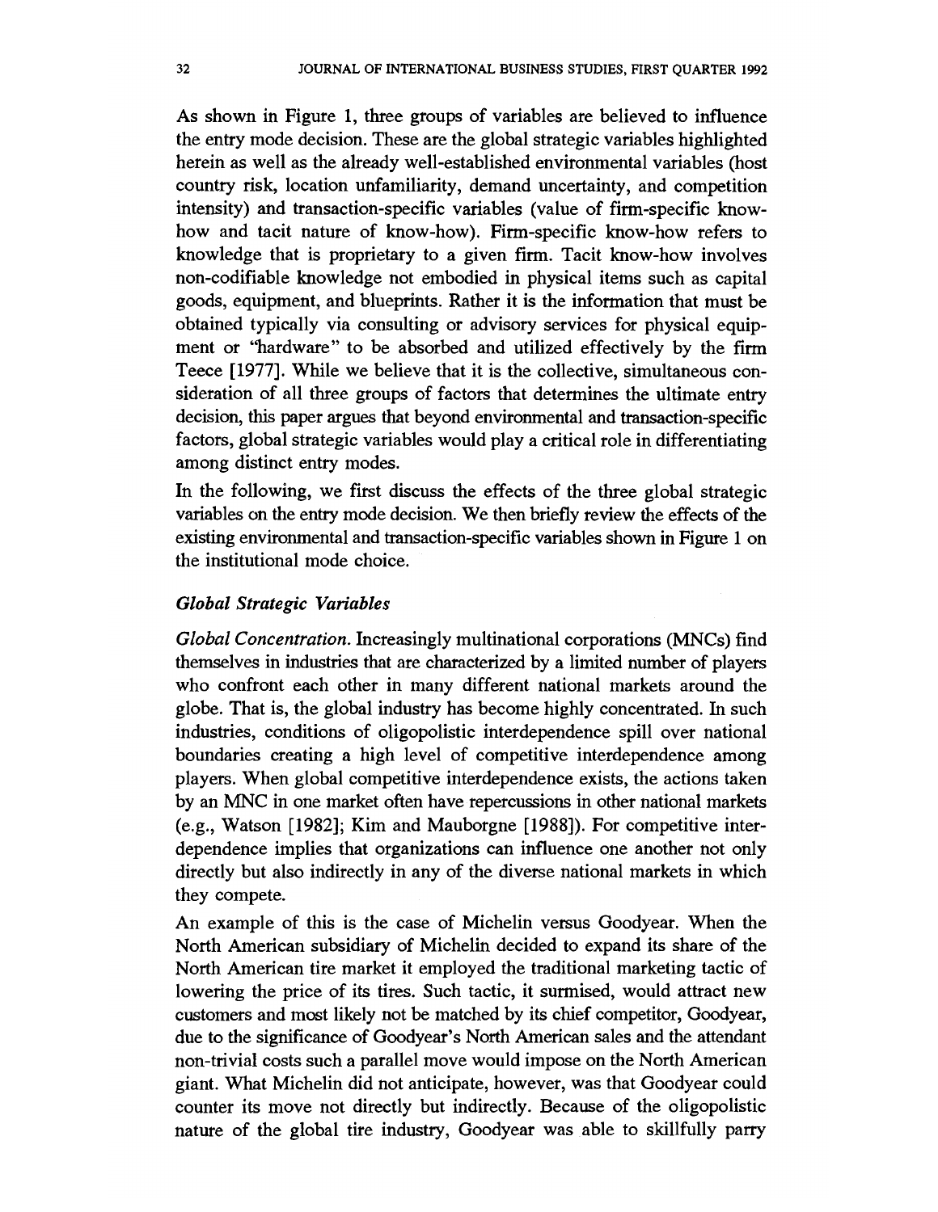As shown in Figure 1, three groups of variables are believed to influence the entry mode decision. These are the global strategic variables highlighted herein as well as the already well-established environmental variables (host country risk, location unfamiliarity, demand uncertainty, and competition intensity) and transaction-specific variables (value of firm-specific know-how and tacit nature of know-how). Firm-specific know-how refers to knowledge that is proprietary to a given firm. Tacit know-how involves non-codifiable knowledge not embodied in physical items such as capital goods, equipment, and blueprints. Rather it is the information that must be obtained typically via consulting or advisory services for physical equipment or "hardware" to be absorbed and utilized effectively by the firm Teece [1977]. While we believe that it is the collective, simultaneous consideration of all three groups of factors that determines the ultimate entry decision, this paper argues that beyond environmental and transaction-specific factors, global strategic variables would play a critical role in differentiating among distinct entry modes.

In the following, we first discuss the effects of the three global strategic variables on the entry mode decision. We then briefly review the effects of the existing environmental and transaction-specific variables shown in Figure 1 on the institutional mode choice.

### *Global Strategic Variables*

*Global Concentration.* Increasingly multinational corporations (MNCs) find themselves in industries that are characterized by a limited number of players who confront each other in many different national markets around the globe. That is, the global industry has become highly concentrated. In such industries, conditions of oligopolistic interdependence spill over national boundaries creating a high level of competitive interdependence among players. When global competitive interdependence exists, the actions taken by an MNC in one market often have repercussions in other national markets (e.g., Watson [1982]; Kim and Mauborgne [1988]). For competitive interdependence implies that organizations can influence one another not only directly but also indirectly in any of the diverse national markets in which they compete.

An example of this is the case of Michelin versus Goodyear. When the North American subsidiary of Michelin decided to expand its share of the North American tire market it employed the traditional marketing tactic of lowering the price of its tires. Such tactic, it surmised, would attract new customers and most likely not be matched by its chief competitor, Goodyear, due to the significance of Goodyear's North American sales and the attendant non-trivial costs such a parallel move would impose on the North American giant. What Michelin did not anticipate, however, was that Goodyear could counter its move not directly but indirectly. Because of the oligopolistic nature of the global tire industry, Goodyear was able to skillfully parry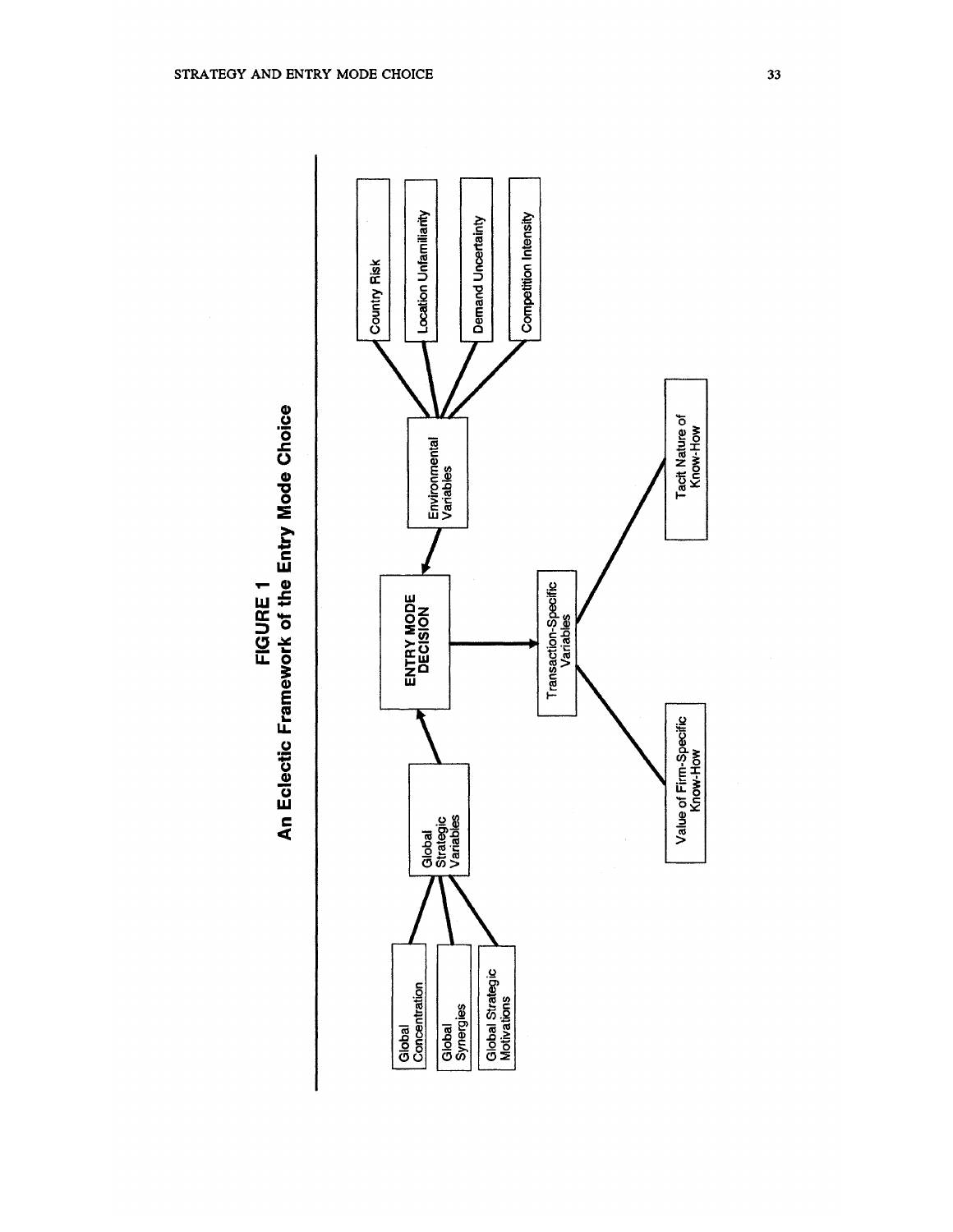**FIGURE 1**
**An Eclectic Framework of the Entry Mode Choice**

Global Concentration

Global Synergies

Global Strategic Motivations

Global Strategic Variables

ENTRY MODE DECISION

Environmental Variables

Country Risk

Location Unfamiliarity

Demand Uncertainty

Competition Intensity

Transaction-Specific Variables

Value of Firm-Specific Know-How

Tacit Nature of Know-How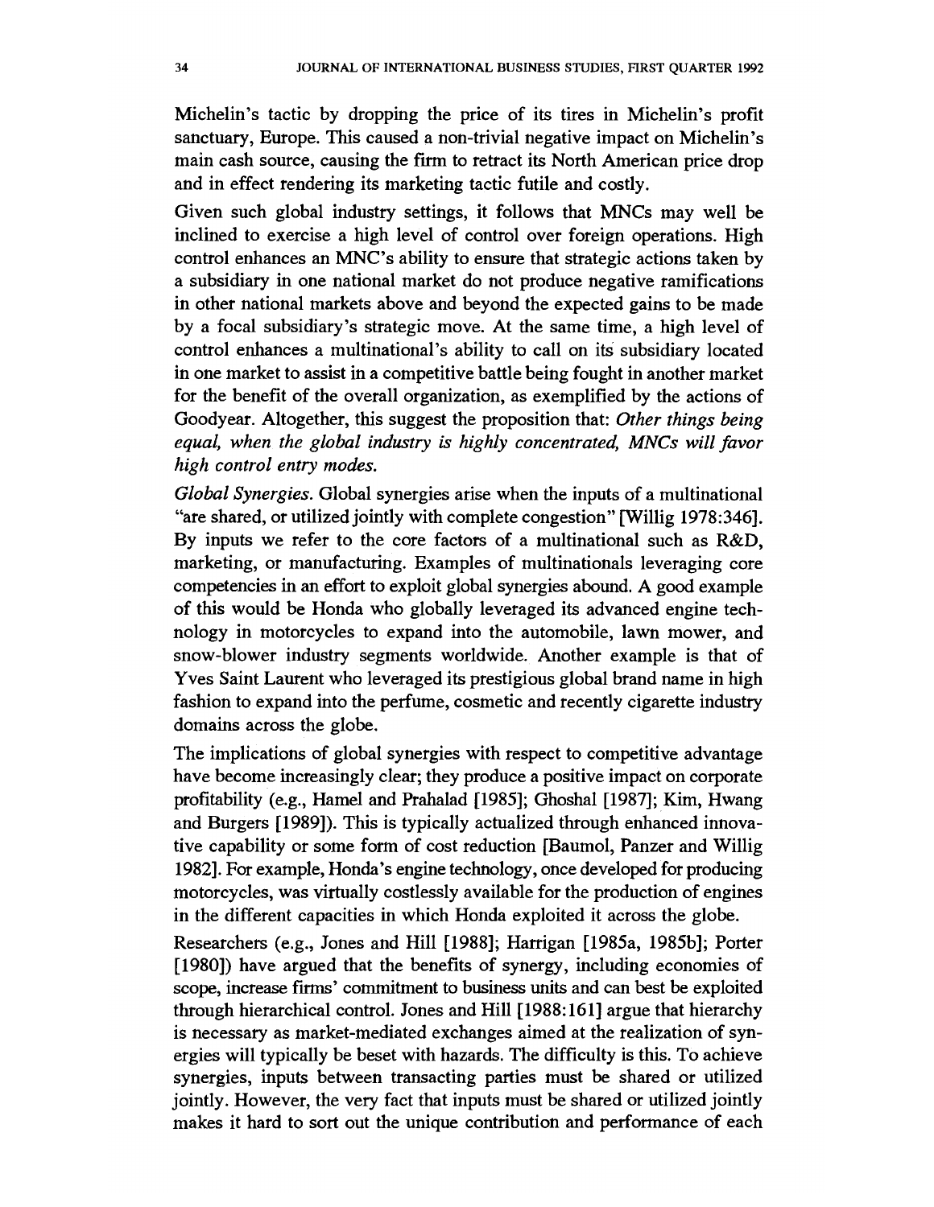Michelin's tactic by dropping the price of its tires in Michelin's profit sanctuary, Europe. This caused a non-trivial negative impact on Michelin's main cash source, causing the firm to retract its North American price drop and in effect rendering its marketing tactic futile and costly.

Given such global industry settings, it follows that MNCs may well be inclined to exercise a high level of control over foreign operations. High control enhances an MNC's ability to ensure that strategic actions taken by a subsidiary in one national market do not produce negative ramifications in other national markets above and beyond the expected gains to be made by a focal subsidiary's strategic move. At the same time, a high level of control enhances a multinational's ability to call on its subsidiary located in one market to assist in a competitive battle being fought in another market for the benefit of the overall organization, as exemplified by the actions of Goodyear. Altogether, this suggest the proposition that: *Other things being equal, when the global industry is highly concentrated, MNCs will favor high control entry modes.*

*Global Synergies.* Global synergies arise when the inputs of a multinational "are shared, or utilized jointly with complete congestion" [Willig 1978:346]. By inputs we refer to the core factors of a multinational such as R&D, marketing, or manufacturing. Examples of multinationals leveraging core competencies in an effort to exploit global synergies abound. A good example of this would be Honda who globally leveraged its advanced engine technology in motorcycles to expand into the automobile, lawn mower, and snow-blower industry segments worldwide. Another example is that of Yves Saint Laurent who leveraged its prestigious global brand name in high fashion to expand into the perfume, cosmetic and recently cigarette industry domains across the globe.

The implications of global synergies with respect to competitive advantage have become increasingly clear; they produce a positive impact on corporate profitability (e.g., Hamel and Prahalad [1985]; Ghoshal [1987]; Kim, Hwang and Burgers [1989]). This is typically actualized through enhanced innovative capability or some form of cost reduction [Baumol, Panzer and Willig 1982]. For example, Honda's engine technology, once developed for producing motorcycles, was virtually costlessly available for the production of engines in the different capacities in which Honda exploited it across the globe.

Researchers (e.g., Jones and Hill [1988]; Harrigan [1985a, 1985b]; Porter [1980]) have argued that the benefits of synergy, including economies of scope, increase firms' commitment to business units and can best be exploited through hierarchical control. Jones and Hill [1988:161] argue that hierarchy is necessary as market-mediated exchanges aimed at the realization of synergies will typically be beset with hazards. The difficulty is this. To achieve synergies, inputs between transacting parties must be shared or utilized jointly. However, the very fact that inputs must be shared or utilized jointly makes it hard to sort out the unique contribution and performance of each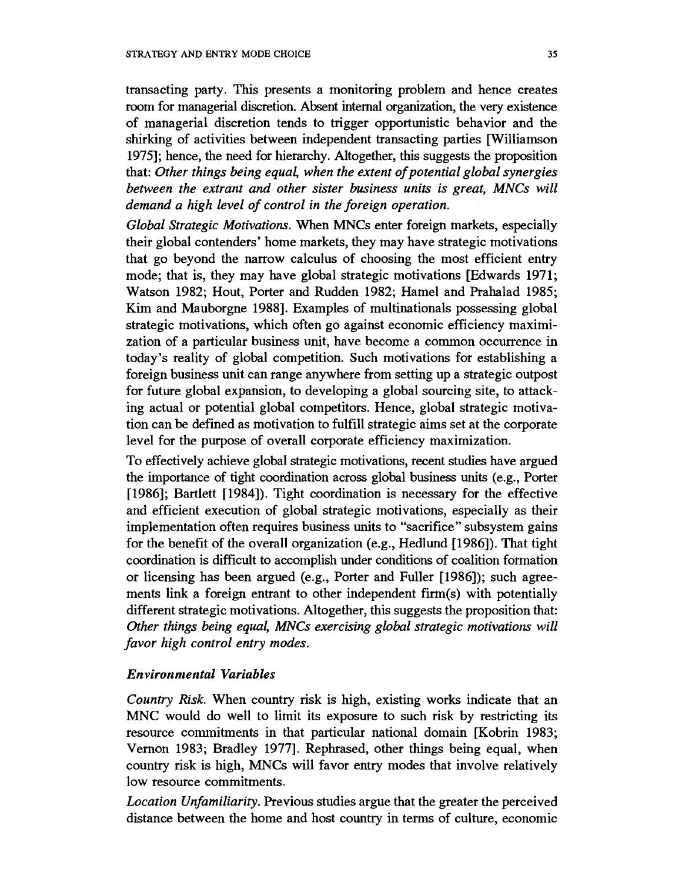transacting party. This presents a monitoring problem and hence creates room for managerial discretion. Absent internal organization, the very existence of managerial discretion tends to trigger opportunistic behavior and the shirking of activities between independent transacting parties [Williamson 1975]; hence, the need for hierarchy. Altogether, this suggests the proposition that: *Other things being equal, when the extent of potential global synergies between the extrant and other sister business units is great, MNCs will demand a high level of control in the foreign operation.*

*Global Strategic Motivations.* When MNCs enter foreign markets, especially their global contenders' home markets, they may have strategic motivations that go beyond the narrow calculus of choosing the most efficient entry mode; that is, they may have global strategic motivations [Edwards 1971; Watson 1982; Hout, Porter and Rudden 1982; Hamel and Prahalad 1985; Kim and Mauborgne 1988]. Examples of multinationals possessing global strategic motivations, which often go against economic efficiency maximization of a particular business unit, have become a common occurrence in today's reality of global competition. Such motivations for establishing a foreign business unit can range anywhere from setting up a strategic outpost for future global expansion, to developing a global sourcing site, to attacking actual or potential global competitors. Hence, global strategic motivation can be defined as motivation to fulfill strategic aims set at the corporate level for the purpose of overall corporate efficiency maximization.

To effectively achieve global strategic motivations, recent studies have argued the importance of tight coordination across global business units (e.g., Porter [1986]; Bartlett [1984]). Tight coordination is necessary for the effective and efficient execution of global strategic motivations, especially as their implementation often requires business units to "sacrifice" subsystem gains for the benefit of the overall organization (e.g., Hedlund [1986]). That tight coordination is difficult to accomplish under conditions of coalition formation or licensing has been argued (e.g., Porter and Fuller [1986]); such agreements link a foreign entrant to other independent firm(s) with potentially different strategic motivations. Altogether, this suggests the proposition that: *Other things being equal, MNCs exercising global strategic motivations will favor high control entry modes.*

### *Environmental Variables*

*Country Risk.* When country risk is high, existing works indicate that an MNC would do well to limit its exposure to such risk by restricting its resource commitments in that particular national domain [Kobrin 1983; Vernon 1983; Bradley 1977]. Rephrased, other things being equal, when country risk is high, MNCs will favor entry modes that involve relatively low resource commitments.

*Location Unfamiliarity.* Previous studies argue that the greater the perceived distance between the home and host country in terms of culture, economic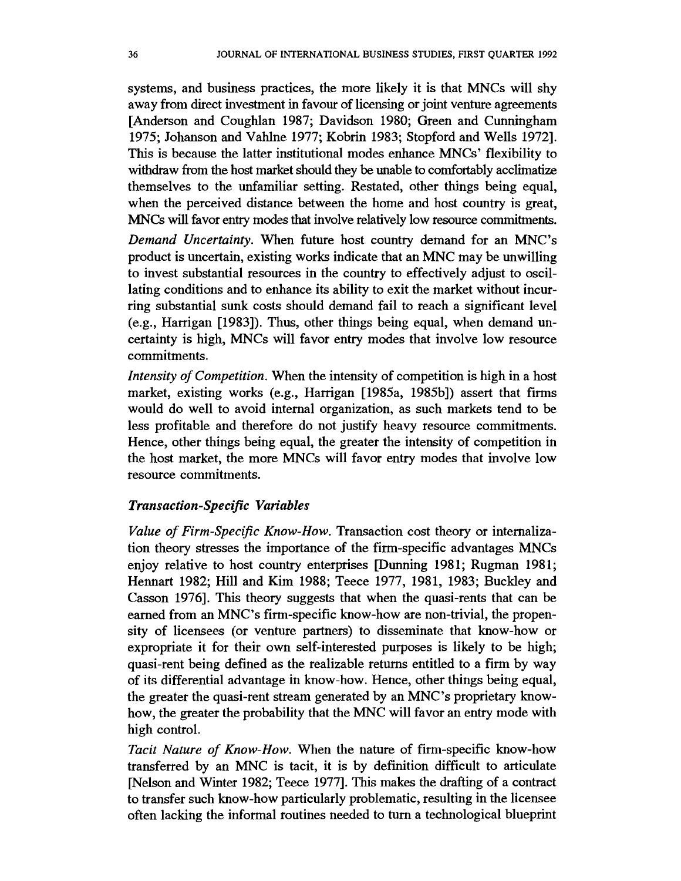systems, and business practices, the more likely it is that MNCs will shy away from direct investment in favour of licensing or joint venture agreements [Anderson and Coughlan 1987; Davidson 1980; Green and Cunningham 1975; Johanson and Vahlne 1977; Kobrin 1983; Stopford and Wells 1972]. This is because the latter institutional modes enhance MNCs' flexibility to withdraw from the host market should they be unable to comfortably acclimatize themselves to the unfamiliar setting. Restated, other things being equal, when the perceived distance between the home and host country is great, MNCs will favor entry modes that involve relatively low resource commitments.

*Demand Uncertainty.* When future host country demand for an MNC's product is uncertain, existing works indicate that an MNC may be unwilling to invest substantial resources in the country to effectively adjust to oscillating conditions and to enhance its ability to exit the market without incurring substantial sunk costs should demand fail to reach a significant level (e.g., Harrigan [1983]). Thus, other things being equal, when demand uncertainty is high, MNCs will favor entry modes that involve low resource commitments.

*Intensity of Competition.* When the intensity of competition is high in a host market, existing works (e.g., Harrigan [1985a, 1985b]) assert that firms would do well to avoid internal organization, as such markets tend to be less profitable and therefore do not justify heavy resource commitments. Hence, other things being equal, the greater the intensity of competition in the host market, the more MNCs will favor entry modes that involve low resource commitments.

### *Transaction-Specific Variables*

*Value of Firm-Specific Know-How.* Transaction cost theory or internalization theory stresses the importance of the firm-specific advantages MNCs enjoy relative to host country enterprises [Dunning 1981; Rugman 1981; Hennart 1982; Hill and Kim 1988; Teece 1977, 1981, 1983; Buckley and Casson 1976]. This theory suggests that when the quasi-rents that can be earned from an MNC's firm-specific know-how are non-trivial, the propensity of licensees (or venture partners) to disseminate that know-how or expropriate it for their own self-interested purposes is likely to be high; quasi-rent being defined as the realizable returns entitled to a firm by way of its differential advantage in know-how. Hence, other things being equal, the greater the quasi-rent stream generated by an MNC's proprietary know-how, the greater the probability that the MNC will favor an entry mode with high control.

*Tacit Nature of Know-How.* When the nature of firm-specific know-how transferred by an MNC is tacit, it is by definition difficult to articulate [Nelson and Winter 1982; Teece 1977]. This makes the drafting of a contract to transfer such know-how particularly problematic, resulting in the licensee often lacking the informal routines needed to turn a technological blueprint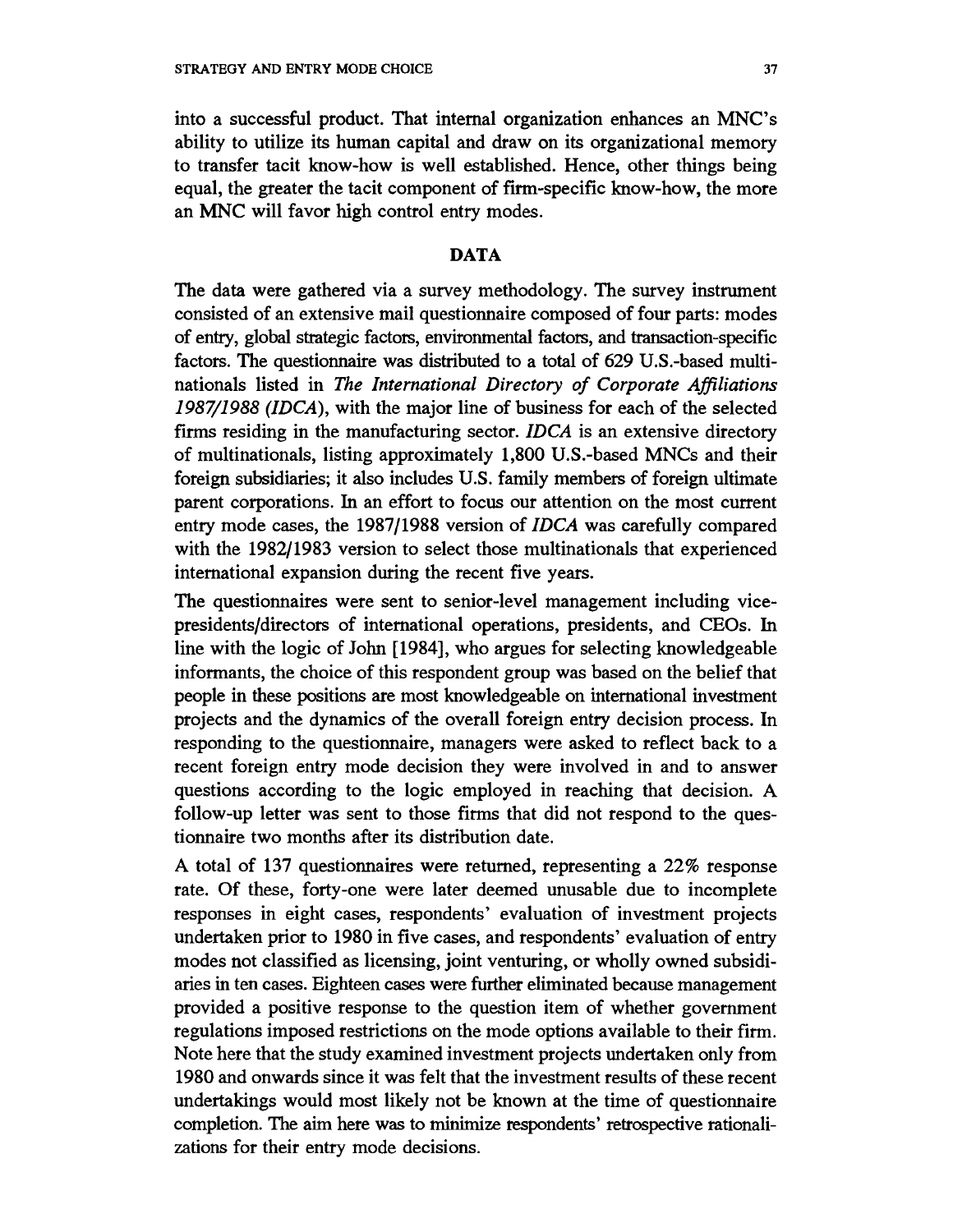into a successful product. That internal organization enhances an MNC's ability to utilize its human capital and draw on its organizational memory to transfer tacit know-how is well established. Hence, other things being equal, the greater the tacit component of firm-specific know-how, the more an MNC will favor high control entry modes.

## DATA

The data were gathered via a survey methodology. The survey instrument consisted of an extensive mail questionnaire composed of four parts: modes of entry, global strategic factors, environmental factors, and transaction-specific factors. The questionnaire was distributed to a total of 629 U.S.-based multinationals listed in *The International Directory of Corporate Affiliations 1987/1988 (IDCA)*, with the major line of business for each of the selected firms residing in the manufacturing sector. *IDCA* is an extensive directory of multinationals, listing approximately 1,800 U.S.-based MNCs and their foreign subsidiaries; it also includes U.S. family members of foreign ultimate parent corporations. In an effort to focus our attention on the most current entry mode cases, the 1987/1988 version of *IDCA* was carefully compared with the 1982/1983 version to select those multinationals that experienced international expansion during the recent five years.

The questionnaires were sent to senior-level management including vice-presidents/directors of international operations, presidents, and CEOs. In line with the logic of John [1984], who argues for selecting knowledgeable informants, the choice of this respondent group was based on the belief that people in these positions are most knowledgeable on international investment projects and the dynamics of the overall foreign entry decision process. In responding to the questionnaire, managers were asked to reflect back to a recent foreign entry mode decision they were involved in and to answer questions according to the logic employed in reaching that decision. A follow-up letter was sent to those firms that did not respond to the questionnaire two months after its distribution date.

A total of 137 questionnaires were returned, representing a 22% response rate. Of these, forty-one were later deemed unusable due to incomplete responses in eight cases, respondents' evaluation of investment projects undertaken prior to 1980 in five cases, and respondents' evaluation of entry modes not classified as licensing, joint venturing, or wholly owned subsidiaries in ten cases. Eighteen cases were further eliminated because management provided a positive response to the question item of whether government regulations imposed restrictions on the mode options available to their firm. Note here that the study examined investment projects undertaken only from 1980 and onwards since it was felt that the investment results of these recent undertakings would most likely not be known at the time of questionnaire completion. The aim here was to minimize respondents' retrospective rationalizations for their entry mode decisions.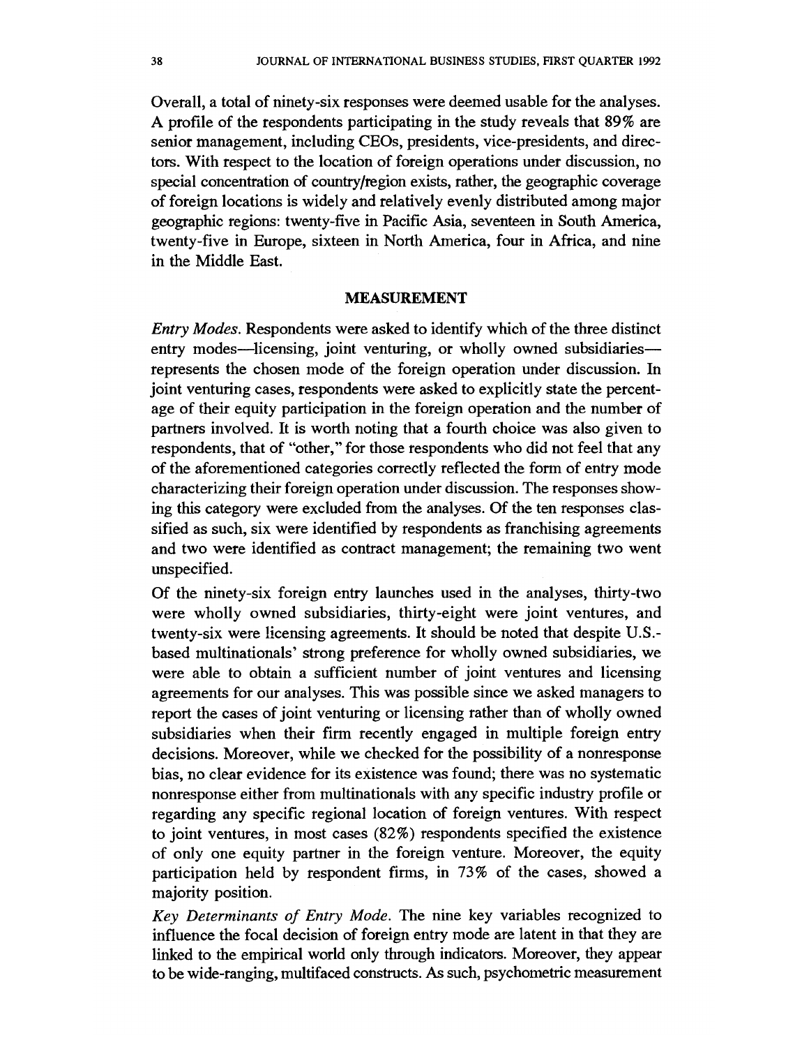Overall, a total of ninety-six responses were deemed usable for the analyses. A profile of the respondents participating in the study reveals that 89% are senior management, including CEOs, presidents, vice-presidents, and directors. With respect to the location of foreign operations under discussion, no special concentration of country/region exists, rather, the geographic coverage of foreign locations is widely and relatively evenly distributed among major geographic regions: twenty-five in Pacific Asia, seventeen in South America, twenty-five in Europe, sixteen in North America, four in Africa, and nine in the Middle East.

## MEASUREMENT

*Entry Modes.* Respondents were asked to identify which of the three distinct entry modes—licensing, joint venturing, or wholly owned subsidiaries—represents the chosen mode of the foreign operation under discussion. In joint venturing cases, respondents were asked to explicitly state the percentage of their equity participation in the foreign operation and the number of partners involved. It is worth noting that a fourth choice was also given to respondents, that of "other," for those respondents who did not feel that any of the aforementioned categories correctly reflected the form of entry mode characterizing their foreign operation under discussion. The responses showing this category were excluded from the analyses. Of the ten responses classified as such, six were identified by respondents as franchising agreements and two were identified as contract management; the remaining two went unspecified.

Of the ninety-six foreign entry launches used in the analyses, thirty-two were wholly owned subsidiaries, thirty-eight were joint ventures, and twenty-six were licensing agreements. It should be noted that despite U.S.-based multinationals' strong preference for wholly owned subsidiaries, we were able to obtain a sufficient number of joint ventures and licensing agreements for our analyses. This was possible since we asked managers to report the cases of joint venturing or licensing rather than of wholly owned subsidiaries when their firm recently engaged in multiple foreign entry decisions. Moreover, while we checked for the possibility of a nonresponse bias, no clear evidence for its existence was found; there was no systematic nonresponse either from multinationals with any specific industry profile or regarding any specific regional location of foreign ventures. With respect to joint ventures, in most cases (82%) respondents specified the existence of only one equity partner in the foreign venture. Moreover, the equity participation held by respondent firms, in 73% of the cases, showed a majority position.

*Key Determinants of Entry Mode.* The nine key variables recognized to influence the focal decision of foreign entry mode are latent in that they are linked to the empirical world only through indicators. Moreover, they appear to be wide-ranging, multifaced constructs. As such, psychometric measurement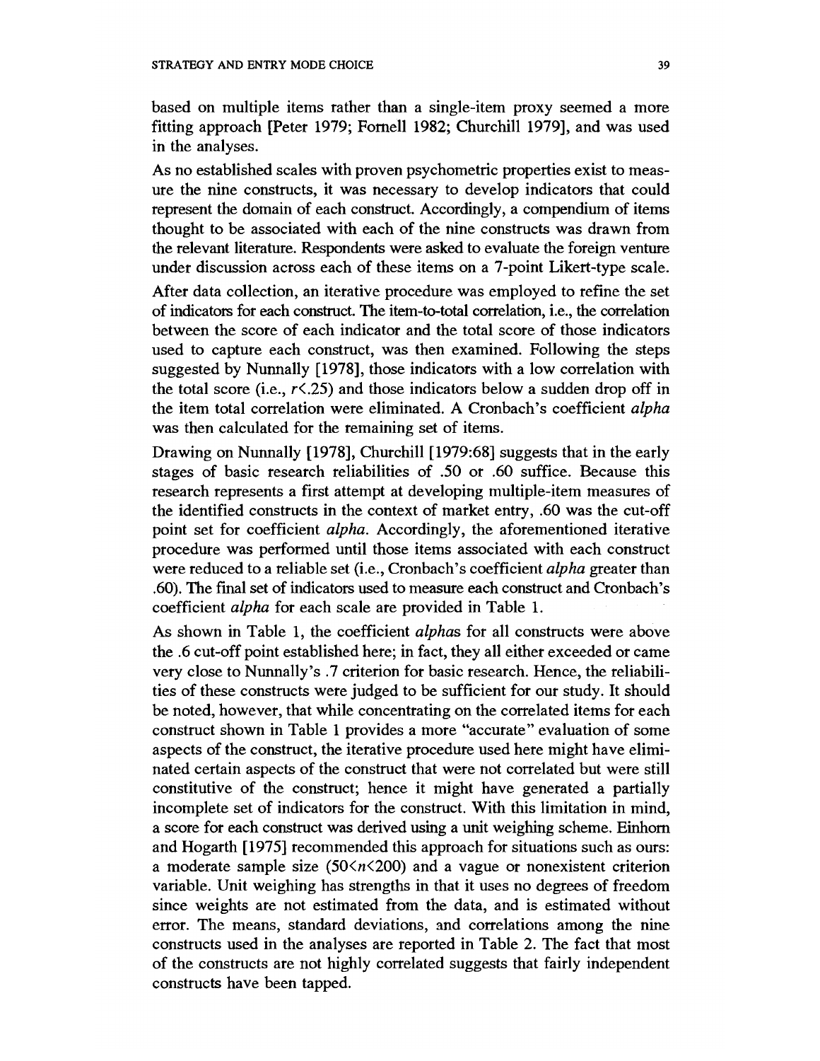based on multiple items rather than a single-item proxy seemed a more fitting approach [Peter 1979; Fornell 1982; Churchill 1979], and was used in the analyses.

As no established scales with proven psychometric properties exist to measure the nine constructs, it was necessary to develop indicators that could represent the domain of each construct. Accordingly, a compendium of items thought to be associated with each of the nine constructs was drawn from the relevant literature. Respondents were asked to evaluate the foreign venture under discussion across each of these items on a 7-point Likert-type scale.

After data collection, an iterative procedure was employed to refine the set of indicators for each construct. The item-to-total correlation, i.e., the correlation between the score of each indicator and the total score of those indicators used to capture each construct, was then examined. Following the steps suggested by Nunnally [1978], those indicators with a low correlation with the total score (i.e., $r<.25$) and those indicators below a sudden drop off in the item total correlation were eliminated. A Cronbach's coefficient *alpha* was then calculated for the remaining set of items.

Drawing on Nunnally [1978], Churchill [1979:68] suggests that in the early stages of basic research reliabilities of .50 or .60 suffice. Because this research represents a first attempt at developing multiple-item measures of the identified constructs in the context of market entry, .60 was the cut-off point set for coefficient *alpha*. Accordingly, the aforementioned iterative procedure was performed until those items associated with each construct were reduced to a reliable set (i.e., Cronbach's coefficient *alpha* greater than .60). The final set of indicators used to measure each construct and Cronbach's coefficient *alpha* for each scale are provided in Table 1.

As shown in Table 1, the coefficient *alpha*s for all constructs were above the .6 cut-off point established here; in fact, they all either exceeded or came very close to Nunnally's .7 criterion for basic research. Hence, the reliabilities of these constructs were judged to be sufficient for our study. It should be noted, however, that while concentrating on the correlated items for each construct shown in Table 1 provides a more "accurate" evaluation of some aspects of the construct, the iterative procedure used here might have eliminated certain aspects of the construct that were not correlated but were still constitutive of the construct; hence it might have generated a partially incomplete set of indicators for the construct. With this limitation in mind, a score for each construct was derived using a unit weighing scheme. Einhorn and Hogarth [1975] recommended this approach for situations such as ours: a moderate sample size ($50<n<200$) and a vague or nonexistent criterion variable. Unit weighing has strengths in that it uses no degrees of freedom since weights are not estimated from the data, and is estimated without error. The means, standard deviations, and correlations among the nine constructs used in the analyses are reported in Table 2. The fact that most of the constructs are not highly correlated suggests that fairly independent constructs have been tapped.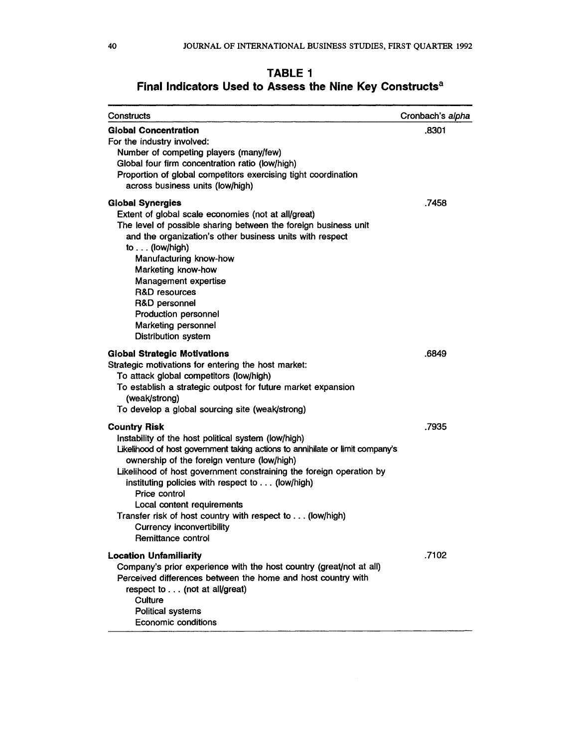**TABLE 1**
**Final Indicators Used to Assess the Nine Key Constructs[a]**

| Constructs | Cronbach's *alpha* |
|---|---|
| **Global Concentration** | .8301 |
| For the industry involved: | |
| Number of competing players (many/few) | |
| Global four firm concentration ratio (low/high) | |
| Proportion of global competitors exercising tight coordination across business units (low/high) | |
| **Global Synergies** | .7458 |
| Extent of global scale economies (not at all/great) | |
| The level of possible sharing between the foreign business unit and the organization's other business units with respect to . . . (low/high) | |
| Manufacturing know-how | |
| Marketing know-how | |
| Management expertise | |
| R&D resources | |
| R&D personnel | |
| Production personnel | |
| Marketing personnel | |
| Distribution system | |
| **Global Strategic Motivations** | .6849 |
| Strategic motivations for entering the host market: | |
| To attack global competitors (low/high) | |
| To establish a strategic outpost for future market expansion (weak/strong) | |
| To develop a global sourcing site (weak/strong) | |
| **Country Risk** | .7935 |
| Instability of the host political system (low/high) | |
| Likelihood of host government taking actions to annihilate or limit company's ownership of the foreign venture (low/high) | |
| Likelihood of host government constraining the foreign operation by instituting policies with respect to . . . (low/high) | |
| Price control | |
| Local content requirements | |
| Transfer risk of host country with respect to . . . (low/high) | |
| Currency inconvertibility | |
| Remittance control | |
| **Location Unfamiliarity** | .7102 |
| Company's prior experience with the host country (great/not at all) | |
| Perceived differences between the home and host country with respect to . . . (not at all/great) | |
| Culture | |
| Political systems | |
| Economic conditions | |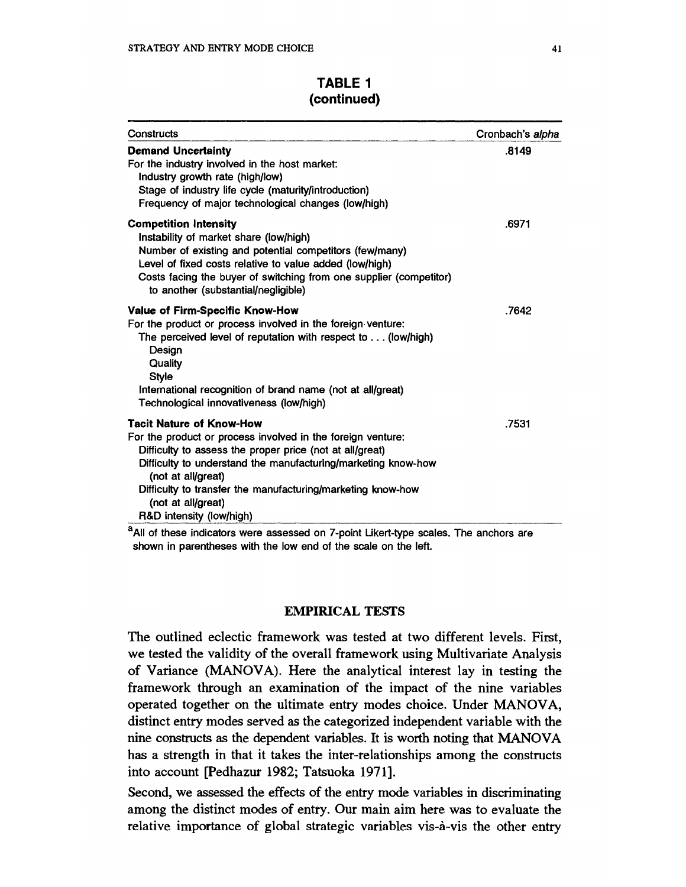**TABLE 1**
**(continued)**

| Constructs | Cronbach's *alpha* |
|---|---|
| **Demand Uncertainty**<br>For the industry involved in the host market:<br>Industry growth rate (high/low)<br>Stage of industry life cycle (maturity/introduction)<br>Frequency of major technological changes (low/high) | .8149 |
| **Competition Intensity**<br>Instability of market share (low/high)<br>Number of existing and potential competitors (few/many)<br>Level of fixed costs relative to value added (low/high)<br>Costs facing the buyer of switching from one supplier (competitor) to another (substantial/negligible) | .6971 |
| **Value of Firm-Specific Know-How**<br>For the product or process involved in the foreign venture:<br>The perceived level of reputation with respect to . . . (low/high)<br>Design<br>Quality<br>Style<br>International recognition of brand name (not at all/great)<br>Technological innovativeness (low/high) | .7642 |
| **Tacit Nature of Know-How**<br>For the product or process involved in the foreign venture:<br>Difficulty to assess the proper price (not at all/great)<br>Difficulty to understand the manufacturing/marketing know-how (not at all/great)<br>Difficulty to transfer the manufacturing/marketing know-how (not at all/great)<br>R&D intensity (low/high) | .7531 |

[a] All of these indicators were assessed on 7-point Likert-type scales. The anchors are shown in parentheses with the low end of the scale on the left.

## EMPIRICAL TESTS

The outlined eclectic framework was tested at two different levels. First, we tested the validity of the overall framework using Multivariate Analysis of Variance (MANOVA). Here the analytical interest lay in testing the framework through an examination of the impact of the nine variables operated together on the ultimate entry modes choice. Under MANOVA, distinct entry modes served as the categorized independent variable with the nine constructs as the dependent variables. It is worth noting that MANOVA has a strength in that it takes the inter-relationships among the constructs into account [Pedhazur 1982; Tatsuoka 1971].

Second, we assessed the effects of the entry mode variables in discriminating among the distinct modes of entry. Our main aim here was to evaluate the relative importance of global strategic variables vis-à-vis the other entry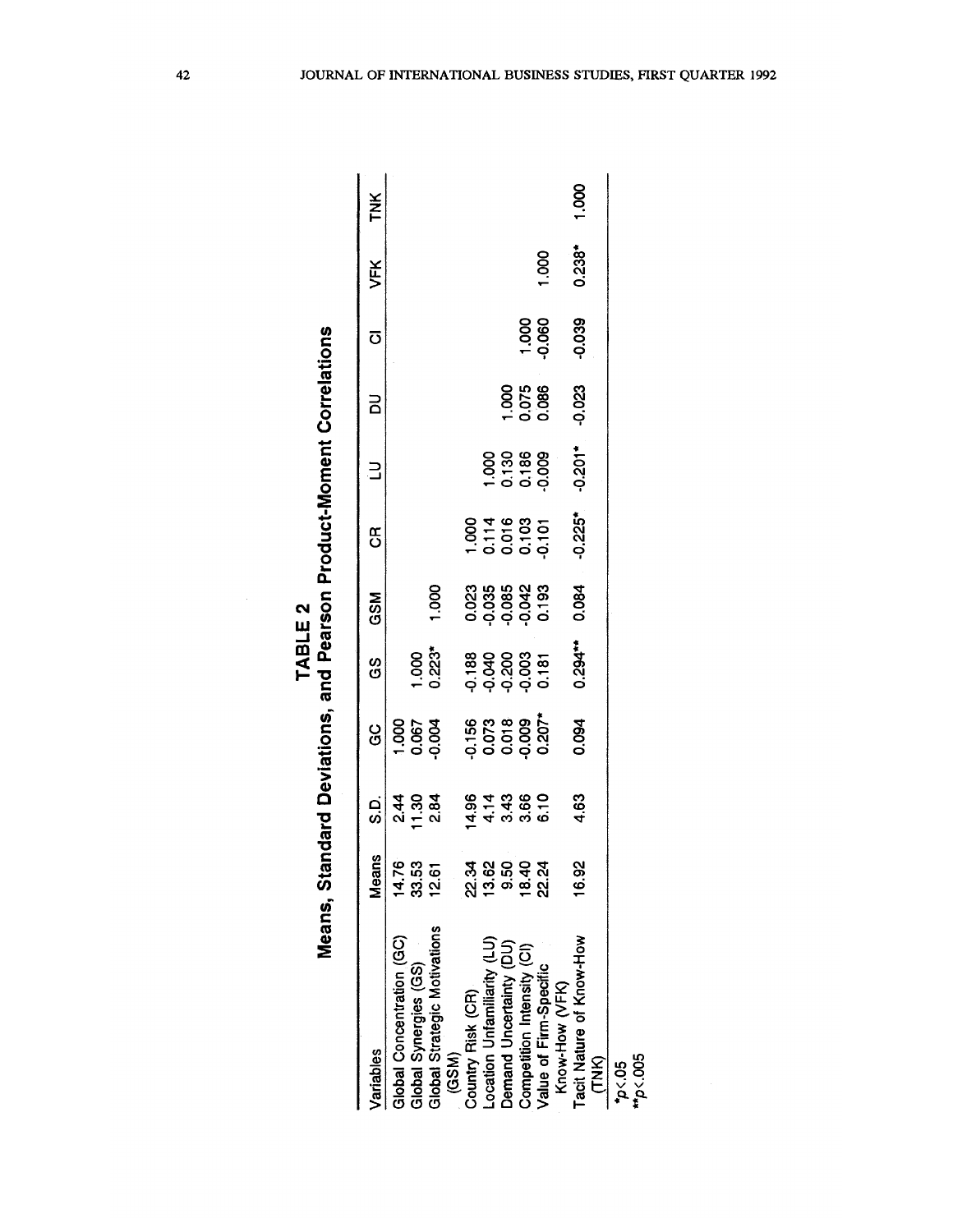**TABLE 2**
**Means, Standard Deviations, and Pearson Product-Moment Correlations**

| Variables | Means | S.D. | GC | GS | GSM | CR | LU | DU | CI | VFK | TNK |
|---|---|---|---|---|---|---|---|---|---|---|---|
| Global Concentration (GC) | 14.76 | 2.44 | 1.000 | | | | | | | | |
| Global Synergies (GS) | 33.53 | 11.30 | 0.067 | 1.000 | | | | | | | |
| Global Strategic Motivations (GSM) | 12.61 | 2.84 | -0.004 | 0.223* | 1.000 | | | | | | |
| Country Risk (CR) | 22.34 | 14.96 | -0.156 | -0.188 | 0.023 | 1.000 | | | | | |
| Location Unfamiliarity (LU) | 13.62 | 4.14 | 0.073 | -0.040 | -0.035 | 0.114 | 1.000 | | | | |
| Demand Uncertainty (DU) | 9.50 | 3.43 | 0.018 | -0.200 | -0.085 | 0.016 | 0.130 | 1.000 | | | |
| Competition Intensity (CI) | 18.40 | 3.66 | -0.009 | -0.003 | -0.042 | 0.103 | 0.186 | 0.075 | 1.000 | | |
| Value of Firm-Specific Know-How (VFK) | 22.24 | 6.10 | 0.207* | 0.181 | 0.193 | -0.101 | -0.009 | 0.086 | -0.060 | 1.000 | |
| Tacit Nature of Know-How (TNK) | 16.92 | 4.63 | 0.094 | 0.294** | 0.084 | -0.225* | -0.201* | -0.023 | -0.039 | 0.238* | 1.000 |

*$p < .05$
**$p < .005$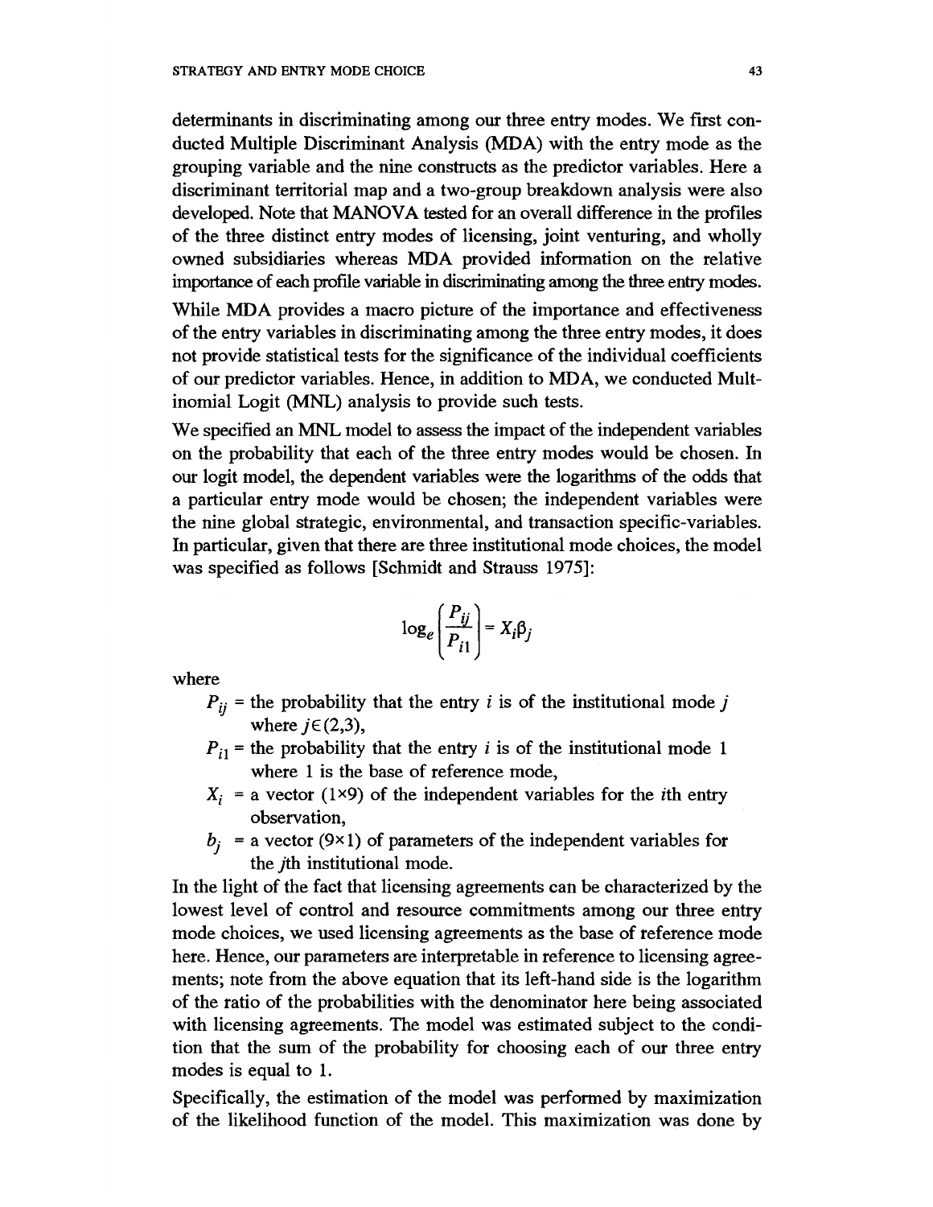determinants in discriminating among our three entry modes. We first conducted Multiple Discriminant Analysis (MDA) with the entry mode as the grouping variable and the nine constructs as the predictor variables. Here a discriminant territorial map and a two-group breakdown analysis were also developed. Note that MANOVA tested for an overall difference in the profiles of the three distinct entry modes of licensing, joint venturing, and wholly owned subsidiaries whereas MDA provided information on the relative importance of each profile variable in discriminating among the three entry modes.

While MDA provides a macro picture of the importance and effectiveness of the entry variables in discriminating among the three entry modes, it does not provide statistical tests for the significance of the individual coefficients of our predictor variables. Hence, in addition to MDA, we conducted Multinomial Logit (MNL) analysis to provide such tests.

We specified an MNL model to assess the impact of the independent variables on the probability that each of the three entry modes would be chosen. In our logit model, the dependent variables were the logarithms of the odds that a particular entry mode would be chosen; the independent variables were the nine global strategic, environmental, and transaction specific-variables. In particular, given that there are three institutional mode choices, the model was specified as follows [Schmidt and Strauss 1975]:

$$\log_e\left(\frac{P_{ij}}{P_{i1}}\right) = X_i\beta_j$$

where

- $P_{ij}$ = the probability that the entry $i$ is of the institutional mode $j$ where $j \in (2,3)$,
- $P_{i1}$ = the probability that the entry $i$ is of the institutional mode 1 where 1 is the base of reference mode,
- $X_i$ = a vector ($1 \times 9$) of the independent variables for the $i$th entry observation,
- $b_j$ = a vector ($9 \times 1$) of parameters of the independent variables for the $j$th institutional mode.

In the light of the fact that licensing agreements can be characterized by the lowest level of control and resource commitments among our three entry mode choices, we used licensing agreements as the base of reference mode here. Hence, our parameters are interpretable in reference to licensing agreements; note from the above equation that its left-hand side is the logarithm of the ratio of the probabilities with the denominator here being associated with licensing agreements. The model was estimated subject to the condition that the sum of the probability for choosing each of our three entry modes is equal to 1.

Specifically, the estimation of the model was performed by maximization of the likelihood function of the model. This maximization was done by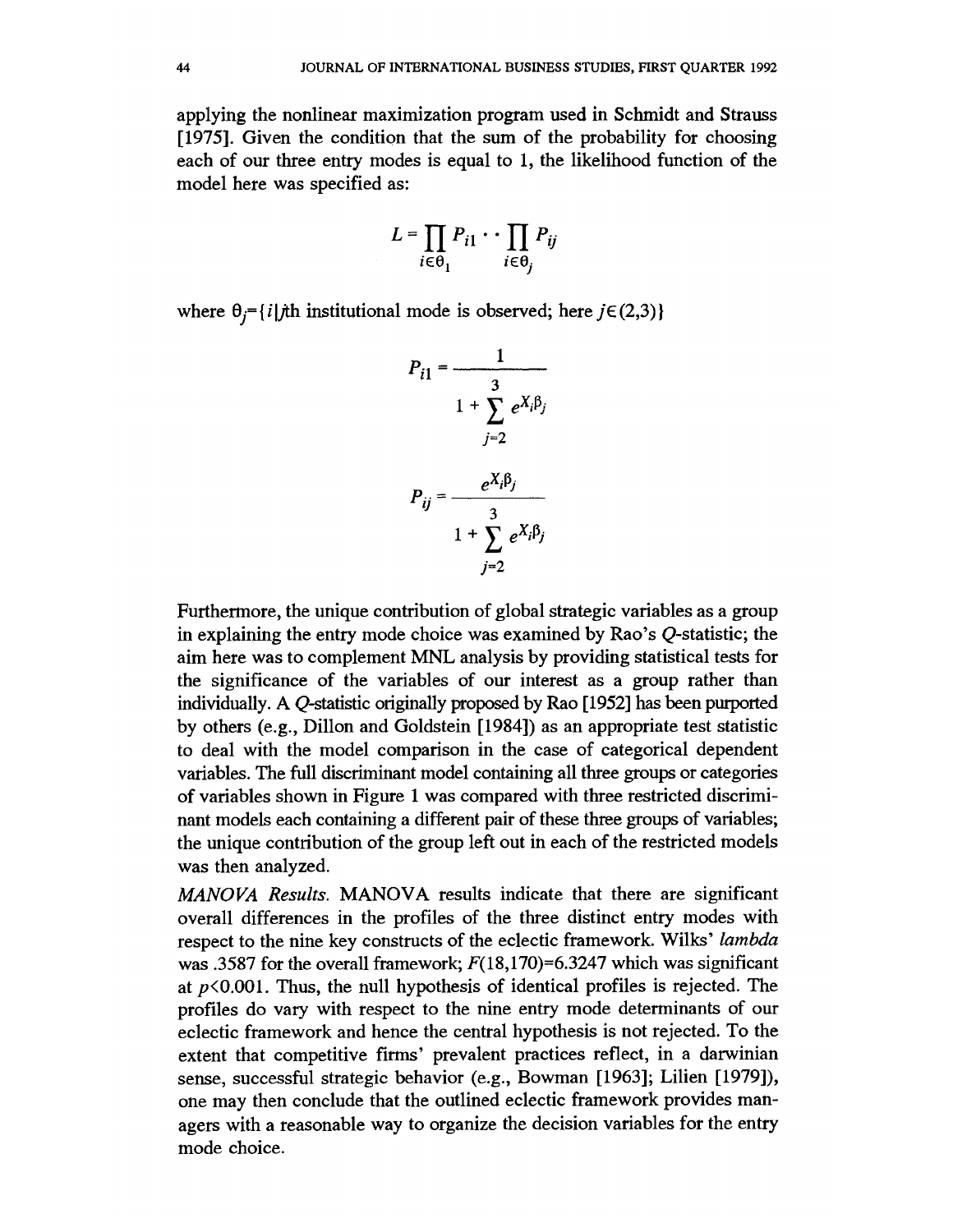applying the nonlinear maximization program used in Schmidt and Strauss [1975]. Given the condition that the sum of the probability for choosing each of our three entry modes is equal to 1, the likelihood function of the model here was specified as:

$$L = \prod_{i \in \theta_1} P_{i1} \cdot \cdot \prod_{i \in \theta_j} P_{ij}$$

where $\theta_j = \{i | j\text{th institutional mode is observed; here } j \in (2,3)\}$

$$P_{i1} = \frac{1}{1 + \sum_{j=2}^{3} e^{X_i \beta_j}}$$

$$P_{ij} = \frac{e^{X_i \beta_j}}{1 + \sum_{j=2}^{3} e^{X_i \beta_j}}$$

Furthermore, the unique contribution of global strategic variables as a group in explaining the entry mode choice was examined by Rao's *Q*-statistic; the aim here was to complement MNL analysis by providing statistical tests for the significance of the variables of our interest as a group rather than individually. A *Q*-statistic originally proposed by Rao [1952] has been purported by others (e.g., Dillon and Goldstein [1984]) as an appropriate test statistic to deal with the model comparison in the case of categorical dependent variables. The full discriminant model containing all three groups or categories of variables shown in Figure 1 was compared with three restricted discriminant models each containing a different pair of these three groups of variables; the unique contribution of the group left out in each of the restricted models was then analyzed.

*MANOVA Results.* MANOVA results indicate that there are significant overall differences in the profiles of the three distinct entry modes with respect to the nine key constructs of the eclectic framework. Wilks' *lambda* was .3587 for the overall framework; $F(18,170)=6.3247$ which was significant at $p<0.001$. Thus, the null hypothesis of identical profiles is rejected. The profiles do vary with respect to the nine entry mode determinants of our eclectic framework and hence the central hypothesis is not rejected. To the extent that competitive firms' prevalent practices reflect, in a darwinian sense, successful strategic behavior (e.g., Bowman [1963]; Lilien [1979]), one may then conclude that the outlined eclectic framework provides managers with a reasonable way to organize the decision variables for the entry mode choice.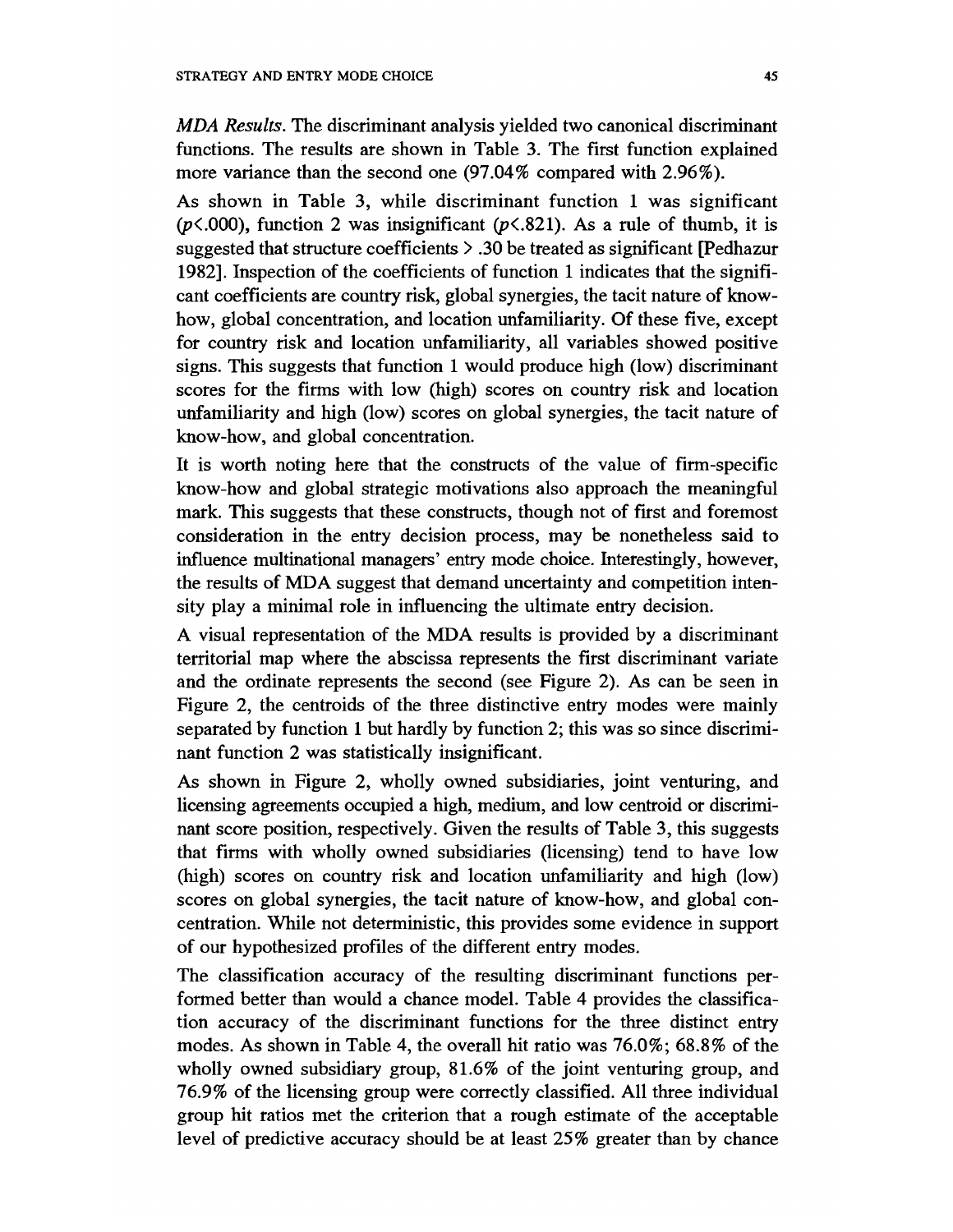*MDA Results.* The discriminant analysis yielded two canonical discriminant functions. The results are shown in Table 3. The first function explained more variance than the second one (97.04% compared with 2.96%).

As shown in Table 3, while discriminant function 1 was significant ($p < .000$), function 2 was insignificant ($p < .821$). As a rule of thumb, it is suggested that structure coefficients > .30 be treated as significant [Pedhazur 1982]. Inspection of the coefficients of function 1 indicates that the significant coefficients are country risk, global synergies, the tacit nature of know-how, global concentration, and location unfamiliarity. Of these five, except for country risk and location unfamiliarity, all variables showed positive signs. This suggests that function 1 would produce high (low) discriminant scores for the firms with low (high) scores on country risk and location unfamiliarity and high (low) scores on global synergies, the tacit nature of know-how, and global concentration.

It is worth noting here that the constructs of the value of firm-specific know-how and global strategic motivations also approach the meaningful mark. This suggests that these constructs, though not of first and foremost consideration in the entry decision process, may be nonetheless said to influence multinational managers' entry mode choice. Interestingly, however, the results of MDA suggest that demand uncertainty and competition intensity play a minimal role in influencing the ultimate entry decision.

A visual representation of the MDA results is provided by a discriminant territorial map where the abscissa represents the first discriminant variate and the ordinate represents the second (see Figure 2). As can be seen in Figure 2, the centroids of the three distinctive entry modes were mainly separated by function 1 but hardly by function 2; this was so since discriminant function 2 was statistically insignificant.

As shown in Figure 2, wholly owned subsidiaries, joint venturing, and licensing agreements occupied a high, medium, and low centroid or discriminant score position, respectively. Given the results of Table 3, this suggests that firms with wholly owned subsidiaries (licensing) tend to have low (high) scores on country risk and location unfamiliarity and high (low) scores on global synergies, the tacit nature of know-how, and global concentration. While not deterministic, this provides some evidence in support of our hypothesized profiles of the different entry modes.

The classification accuracy of the resulting discriminant functions performed better than would a chance model. Table 4 provides the classification accuracy of the discriminant functions for the three distinct entry modes. As shown in Table 4, the overall hit ratio was 76.0%; 68.8% of the wholly owned subsidiary group, 81.6% of the joint venturing group, and 76.9% of the licensing group were correctly classified. All three individual group hit ratios met the criterion that a rough estimate of the acceptable level of predictive accuracy should be at least 25% greater than by chance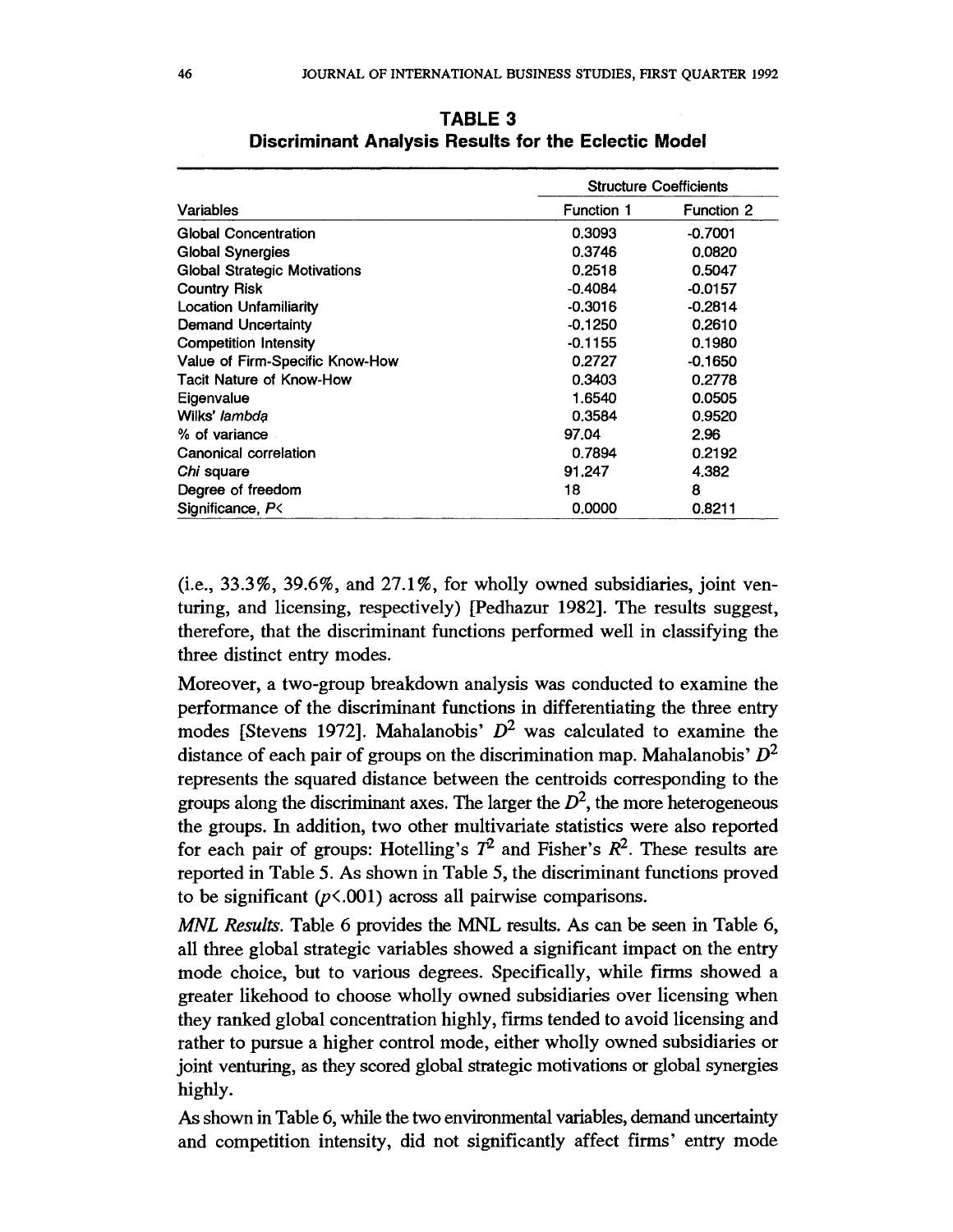**TABLE 3**
**Discriminant Analysis Results for the Eclectic Model**

| Variables | Structure Coefficients | |
|---|---|---|
| | Function 1 | Function 2 |
| Global Concentration | 0.3093 | -0.7001 |
| Global Synergies | 0.3746 | 0.0820 |
| Global Strategic Motivations | 0.2518 | 0.5047 |
| Country Risk | -0.4084 | -0.0157 |
| Location Unfamiliarity | -0.3016 | -0.2814 |
| Demand Uncertainty | -0.1250 | 0.2610 |
| Competition Intensity | -0.1155 | 0.1980 |
| Value of Firm-Specific Know-How | 0.2727 | -0.1650 |
| Tacit Nature of Know-How | 0.3403 | 0.2778 |
| Eigenvalue | 1.6540 | 0.0505 |
| Wilks' *lambda* | 0.3584 | 0.9520 |
| % of variance | 97.04 | 2.96 |
| Canonical correlation | 0.7894 | 0.2192 |
| *Chi* square | 91.247 | 4.382 |
| Degree of freedom | 18 | 8 |
| Significance, $P<$ | 0.0000 | 0.8211 |

(i.e., 33.3%, 39.6%, and 27.1%, for wholly owned subsidiaries, joint venturing, and licensing, respectively) [Pedhazur 1982]. The results suggest, therefore, that the discriminant functions performed well in classifying the three distinct entry modes.

Moreover, a two-group breakdown analysis was conducted to examine the performance of the discriminant functions in differentiating the three entry modes [Stevens 1972]. Mahalanobis' $D^2$ was calculated to examine the distance of each pair of groups on the discrimination map. Mahalanobis' $D^2$ represents the squared distance between the centroids corresponding to the groups along the discriminant axes. The larger the $D^2$, the more heterogeneous the groups. In addition, two other multivariate statistics were also reported for each pair of groups: Hotelling's $T^2$ and Fisher's $R^2$. These results are reported in Table 5. As shown in Table 5, the discriminant functions proved to be significant ($p<.001$) across all pairwise comparisons.

*MNL Results.* Table 6 provides the MNL results. As can be seen in Table 6, all three global strategic variables showed a significant impact on the entry mode choice, but to various degrees. Specifically, while firms showed a greater likehood to choose wholly owned subsidiaries over licensing when they ranked global concentration highly, firms tended to avoid licensing and rather to pursue a higher control mode, either wholly owned subsidiaries or joint venturing, as they scored global strategic motivations or global synergies highly.

As shown in Table 6, while the two environmental variables, demand uncertainty and competition intensity, did not significantly affect firms' entry mode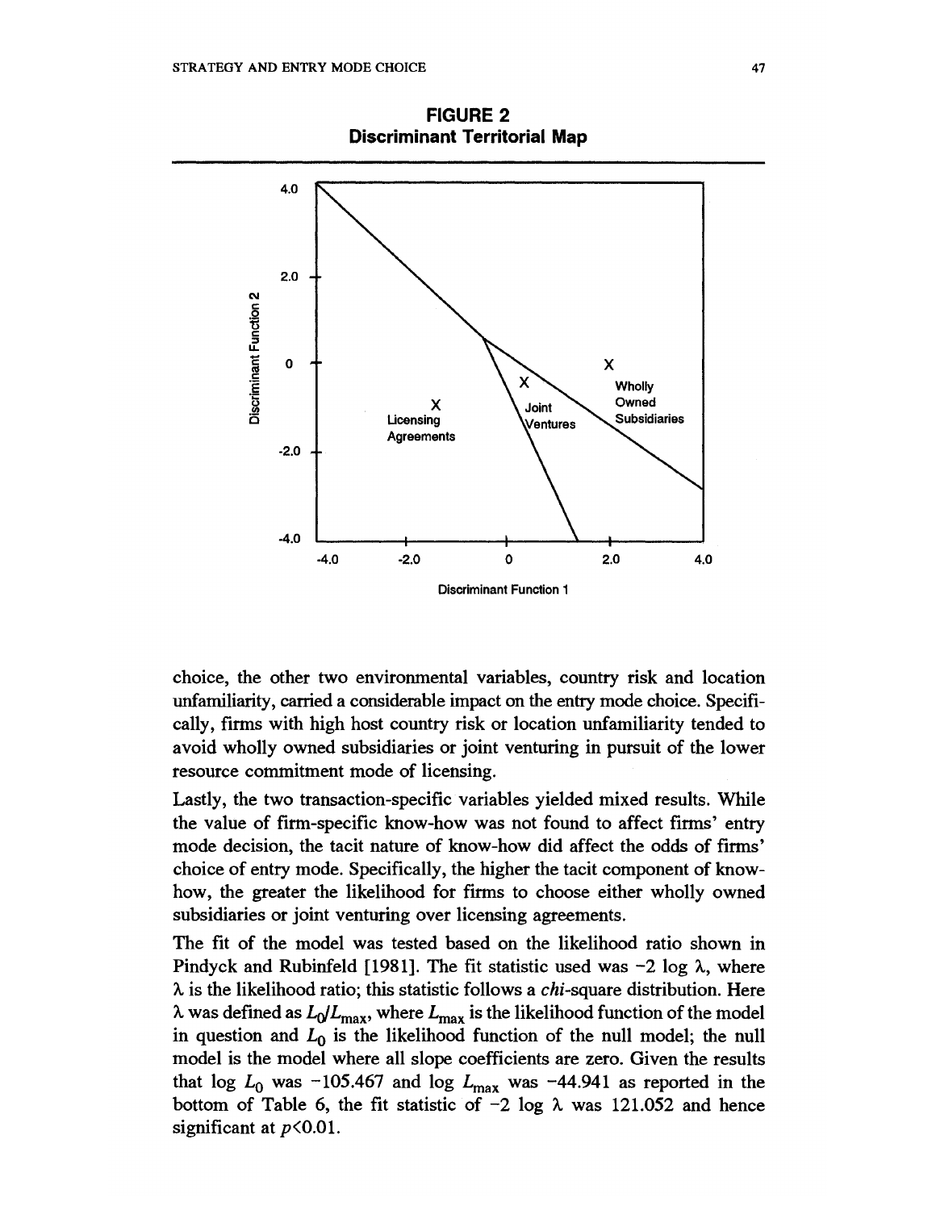**FIGURE 2**
**Discriminant Territorial Map**

choice, the other two environmental variables, country risk and location unfamiliarity, carried a considerable impact on the entry mode choice. Specifically, firms with high host country risk or location unfamiliarity tended to avoid wholly owned subsidiaries or joint venturing in pursuit of the lower resource commitment mode of licensing.

Lastly, the two transaction-specific variables yielded mixed results. While the value of firm-specific know-how was not found to affect firms' entry mode decision, the tacit nature of know-how did affect the odds of firms' choice of entry mode. Specifically, the higher the tacit component of know-how, the greater the likelihood for firms to choose either wholly owned subsidiaries or joint venturing over licensing agreements.

The fit of the model was tested based on the likelihood ratio shown in Pindyck and Rubinfeld [1981]. The fit statistic used was $-2 \log \lambda$, where $\lambda$ is the likelihood ratio; this statistic follows a *chi*-square distribution. Here $\lambda$ was defined as $L_0/L_{max}$, where $L_{max}$ is the likelihood function of the model in question and $L_0$ is the likelihood function of the null model; the null model is the model where all slope coefficients are zero. Given the results that $\log L_0$ was $-105.467$ and $\log L_{max}$ was $-44.941$ as reported in the bottom of Table 6, the fit statistic of $-2 \log \lambda$ was 121.052 and hence significant at $p<0.01$.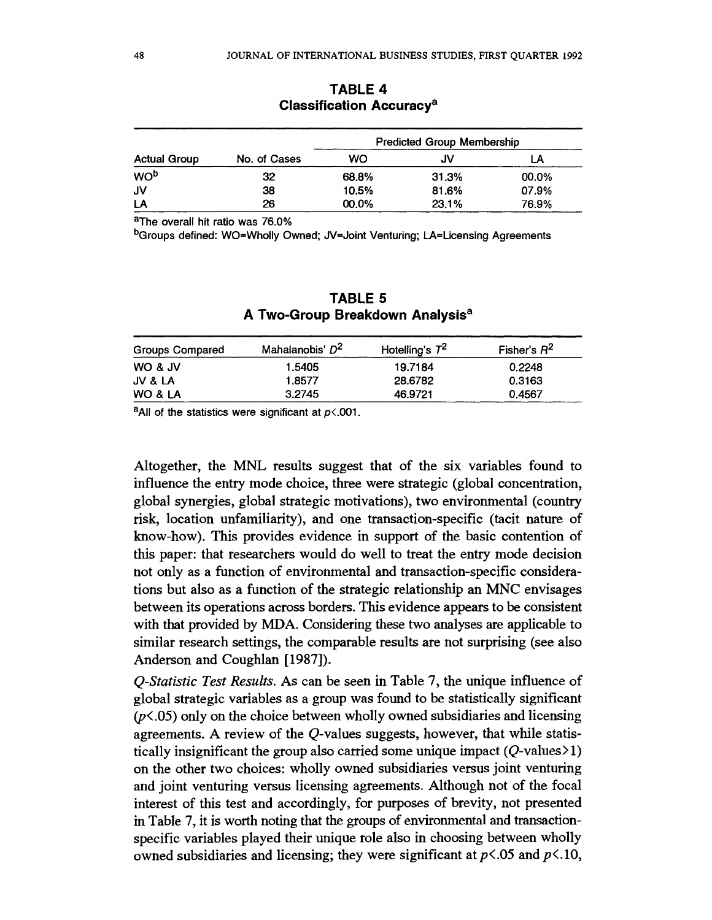**TABLE 4**
**Classification Accuracy[a]**

| Actual Group | No. of Cases | Predicted Group Membership | | |
|---|---|---|---|---|
| | | WO | JV | LA |
| WO[b] | 32 | 68.8% | 31.3% | 00.0% |
| JV | 38 | 10.5% | 81.6% | 07.9% |
| LA | 26 | 00.0% | 23.1% | 76.9% |

[a]The overall hit ratio was 76.0%

[b]Groups defined: WO=Wholly Owned; JV=Joint Venturing; LA=Licensing Agreements

**TABLE 5**
**A Two-Group Breakdown Analysis[a]**

| Groups Compared | Mahalanobis' $D^2$ | Hotelling's $T^2$ | Fisher's $R^2$ |
|---|---|---|---|
| WO & JV | 1.5405 | 19.7184 | 0.2248 |
| JV & LA | 1.8577 | 28.6782 | 0.3163 |
| WO & LA | 3.2745 | 46.9721 | 0.4567 |

[a]All of the statistics were significant at $p<.001$.

Altogether, the MNL results suggest that of the six variables found to influence the entry mode choice, three were strategic (global concentration, global synergies, global strategic motivations), two environmental (country risk, location unfamiliarity), and one transaction-specific (tacit nature of know-how). This provides evidence in support of the basic contention of this paper: that researchers would do well to treat the entry mode decision not only as a function of environmental and transaction-specific considerations but also as a function of the strategic relationship an MNC envisages between its operations across borders. This evidence appears to be consistent with that provided by MDA. Considering these two analyses are applicable to similar research settings, the comparable results are not surprising (see also Anderson and Coughlan [1987]).

*Q-Statistic Test Results.* As can be seen in Table 7, the unique influence of global strategic variables as a group was found to be statistically significant ($p<.05$) only on the choice between wholly owned subsidiaries and licensing agreements. A review of the $Q$-values suggests, however, that while statistically insignificant the group also carried some unique impact ($Q$-values$>1$) on the other two choices: wholly owned subsidiaries versus joint venturing and joint venturing versus licensing agreements. Although not of the focal interest of this test and accordingly, for purposes of brevity, not presented in Table 7, it is worth noting that the groups of environmental and transaction-specific variables played their unique role also in choosing between wholly owned subsidiaries and licensing; they were significant at $p<.05$ and $p<.10$,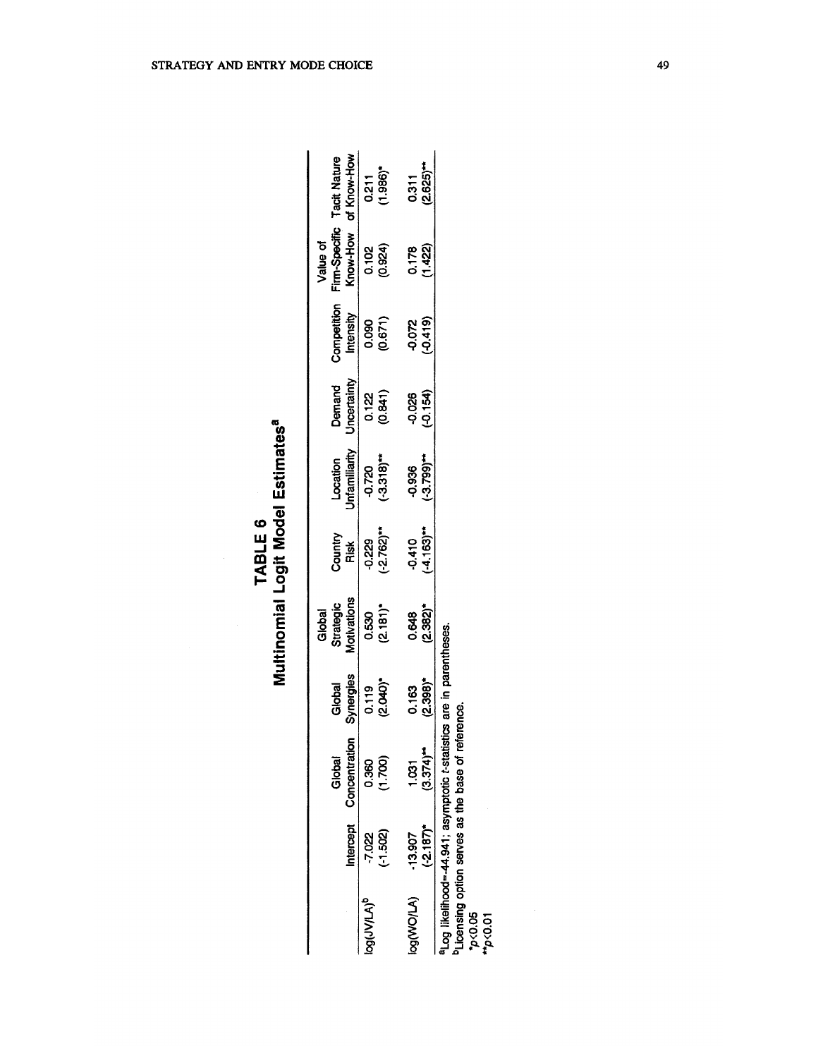# TABLE 6
## Multinomial Logit Model Estimates[a]

| | Intercept | Global Concentration | Global Synergies | Global Strategic Motivations | Country Risk | Location Unfamiliarity | Demand Uncertainty | Competition Intensity | Value of Firm-Specific Know-How | Tacit Nature of Know-How |
|---|---|---|---|---|---|---|---|---|---|---|
| log(JV/LA)[b] | -7.022 | 0.360 | 0.119 | 0.530 | -0.229 | -0.720 | 0.122 | 0.090 | 0.102 | 0.211 |
| | (-1.502) | (1.700) | (2.040)* | (2.181)* | (-2.762)** | (-3.318)** | (0.841) | (0.671) | (0.924) | (1.986)* |
| log(WO/LA) | -13.907 | 1.031 | 0.163 | 0.648 | -0.410 | -0.936 | -0.026 | -0.072 | 0.178 | 0.311 |
| | (-2.187)* | (3.374)** | (2.398)* | (2.382)* | (-4.163)** | (-3.799)** | (-0.154) | (-0.419) | (1.422) | (2.625)** |

[a]Log likelihood=-44.941; asymptotic $t$-statistics are in parentheses.
[b]Licensing option serves as the base of reference.
*$p<0.05$
**$p<0.01$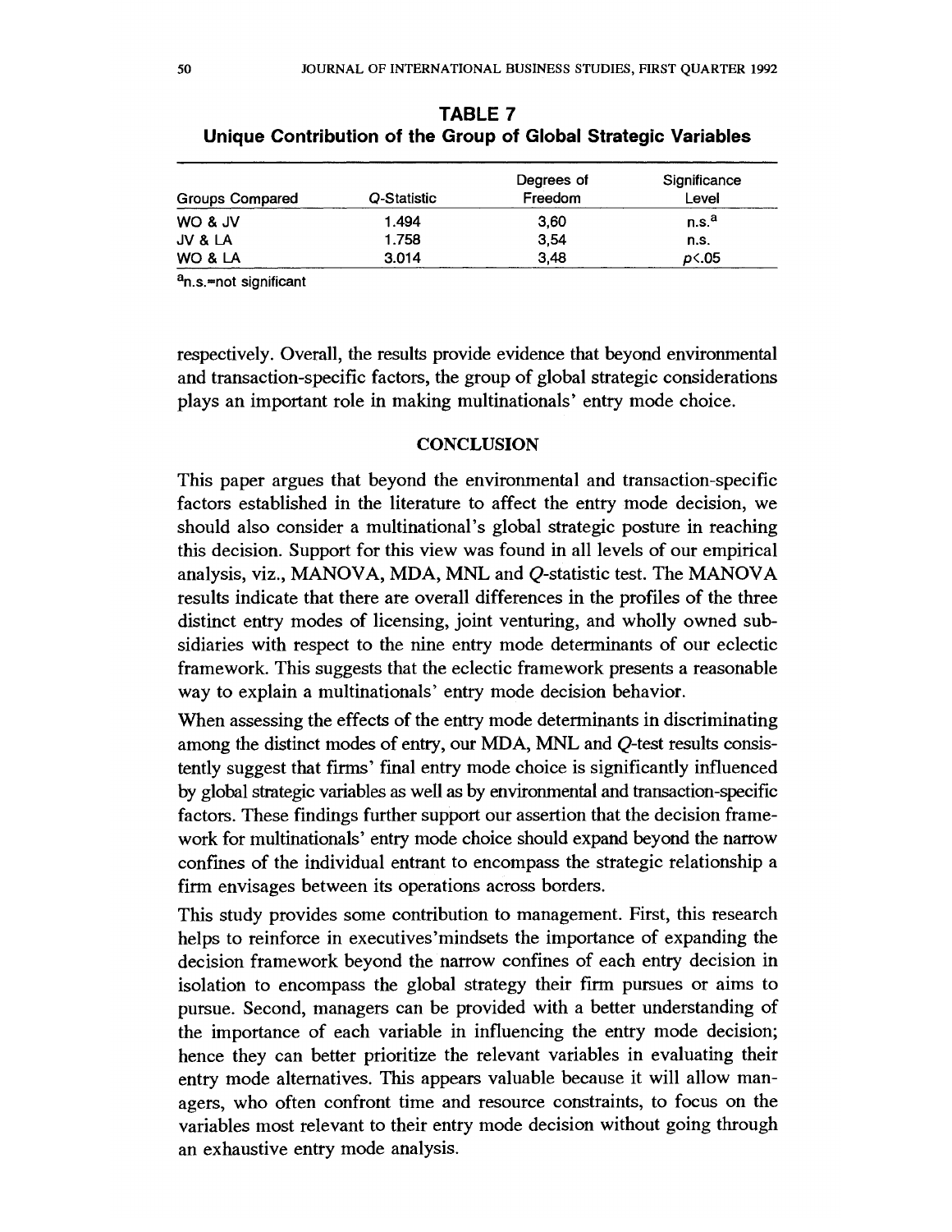**TABLE 7**
**Unique Contribution of the Group of Global Strategic Variables**

| Groups Compared | *Q*-Statistic | Degrees of Freedom | Significance Level |
|---|---|---|---|
| WO & JV | 1.494 | 3,60 | n.s.[a] |
| JV & LA | 1.758 | 3,54 | n.s. |
| WO & LA | 3.014 | 3,48 | $p<.05$ |

[a]n.s.=not significant

respectively. Overall, the results provide evidence that beyond environmental and transaction-specific factors, the group of global strategic considerations plays an important role in making multinationals' entry mode choice.

## CONCLUSION

This paper argues that beyond the environmental and transaction-specific factors established in the literature to affect the entry mode decision, we should also consider a multinational's global strategic posture in reaching this decision. Support for this view was found in all levels of our empirical analysis, viz., MANOVA, MDA, MNL and *Q*-statistic test. The MANOVA results indicate that there are overall differences in the profiles of the three distinct entry modes of licensing, joint venturing, and wholly owned subsidiaries with respect to the nine entry mode determinants of our eclectic framework. This suggests that the eclectic framework presents a reasonable way to explain a multinationals' entry mode decision behavior.

When assessing the effects of the entry mode determinants in discriminating among the distinct modes of entry, our MDA, MNL and *Q*-test results consistently suggest that firms' final entry mode choice is significantly influenced by global strategic variables as well as by environmental and transaction-specific factors. These findings further support our assertion that the decision framework for multinationals' entry mode choice should expand beyond the narrow confines of the individual entrant to encompass the strategic relationship a firm envisages between its operations across borders.

This study provides some contribution to management. First, this research helps to reinforce in executives'mindsets the importance of expanding the decision framework beyond the narrow confines of each entry decision in isolation to encompass the global strategy their firm pursues or aims to pursue. Second, managers can be provided with a better understanding of the importance of each variable in influencing the entry mode decision; hence they can better prioritize the relevant variables in evaluating their entry mode alternatives. This appears valuable because it will allow managers, who often confront time and resource constraints, to focus on the variables most relevant to their entry mode decision without going through an exhaustive entry mode analysis.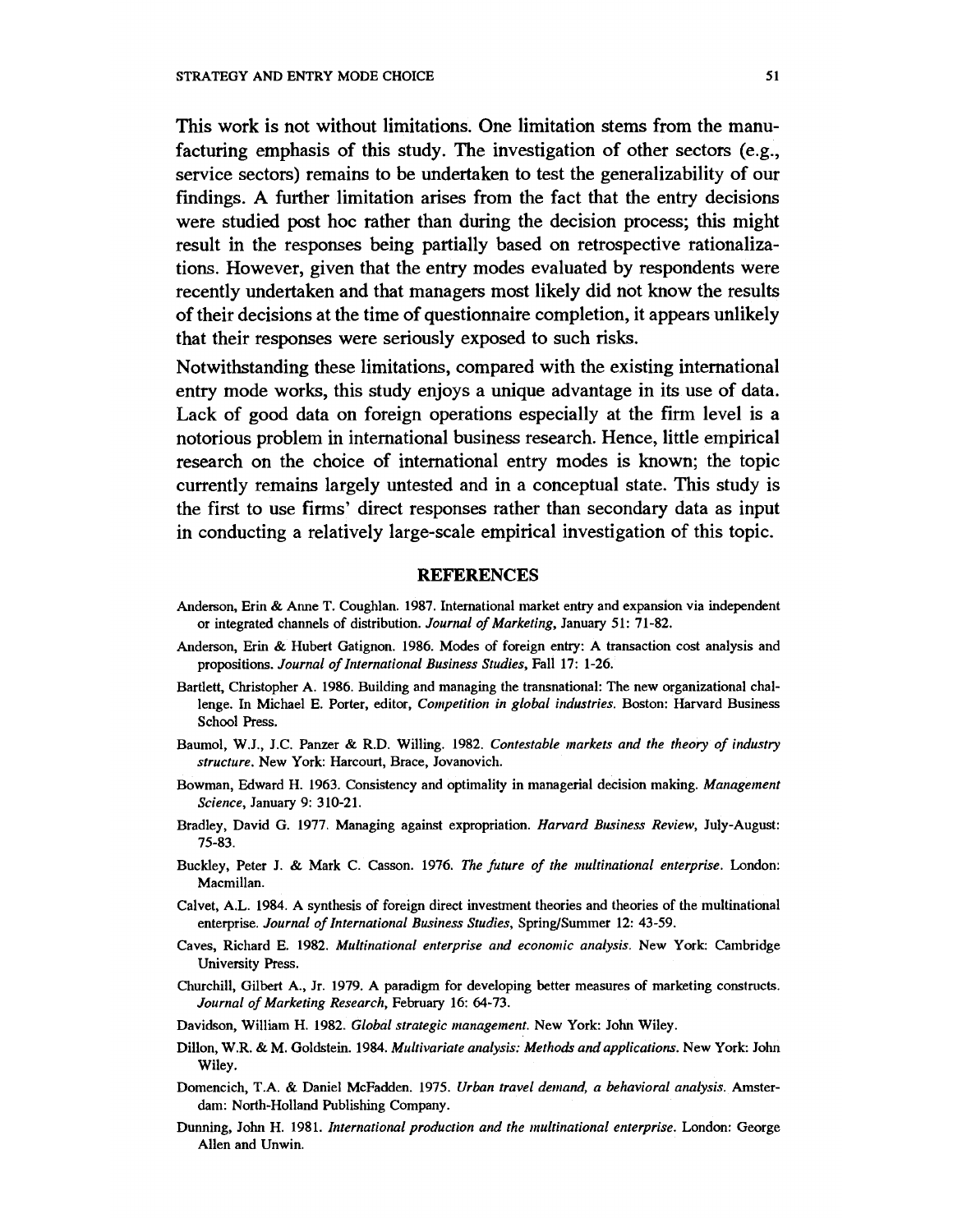This work is not without limitations. One limitation stems from the manufacturing emphasis of this study. The investigation of other sectors (e.g., service sectors) remains to be undertaken to test the generalizability of our findings. A further limitation arises from the fact that the entry decisions were studied post hoc rather than during the decision process; this might result in the responses being partially based on retrospective rationalizations. However, given that the entry modes evaluated by respondents were recently undertaken and that managers most likely did not know the results of their decisions at the time of questionnaire completion, it appears unlikely that their responses were seriously exposed to such risks.

Notwithstanding these limitations, compared with the existing international entry mode works, this study enjoys a unique advantage in its use of data. Lack of good data on foreign operations especially at the firm level is a notorious problem in international business research. Hence, little empirical research on the choice of international entry modes is known; the topic currently remains largely untested and in a conceptual state. This study is the first to use firms' direct responses rather than secondary data as input in conducting a relatively large-scale empirical investigation of this topic.

## REFERENCES

Anderson, Erin & Anne T. Coughlan. 1987. International market entry and expansion via independent or integrated channels of distribution. *Journal of Marketing*, January 51: 71-82.

Anderson, Erin & Hubert Gatignon. 1986. Modes of foreign entry: A transaction cost analysis and propositions. *Journal of International Business Studies*, Fall 17: 1-26.

Bartlett, Christopher A. 1986. Building and managing the transnational: The new organizational challenge. In Michael E. Porter, editor, *Competition in global industries*. Boston: Harvard Business School Press.

Baumol, W.J., J.C. Panzer & R.D. Willing. 1982. *Contestable markets and the theory of industry structure*. New York: Harcourt, Brace, Jovanovich.

Bowman, Edward H. 1963. Consistency and optimality in managerial decision making. *Management Science*, January 9: 310-21.

Bradley, David G. 1977. Managing against expropriation. *Harvard Business Review*, July-August: 75-83.

Buckley, Peter J. & Mark C. Casson. 1976. *The future of the multinational enterprise*. London: Macmillan.

Calvet, A.L. 1984. A synthesis of foreign direct investment theories and theories of the multinational enterprise. *Journal of International Business Studies*, Spring/Summer 12: 43-59.

Caves, Richard E. 1982. *Multinational enterprise and economic analysis*. New York: Cambridge University Press.

Churchill, Gilbert A., Jr. 1979. A paradigm for developing better measures of marketing constructs. *Journal of Marketing Research*, February 16: 64-73.

Davidson, William H. 1982. *Global strategic management*. New York: John Wiley.

Dillon, W.R. & M. Goldstein. 1984. *Multivariate analysis: Methods and applications*. New York: John Wiley.

Domencich, T.A. & Daniel McFadden. 1975. *Urban travel demand, a behavioral analysis*. Amsterdam: North-Holland Publishing Company.

Dunning, John H. 1981. *International production and the multinational enterprise*. London: George Allen and Unwin.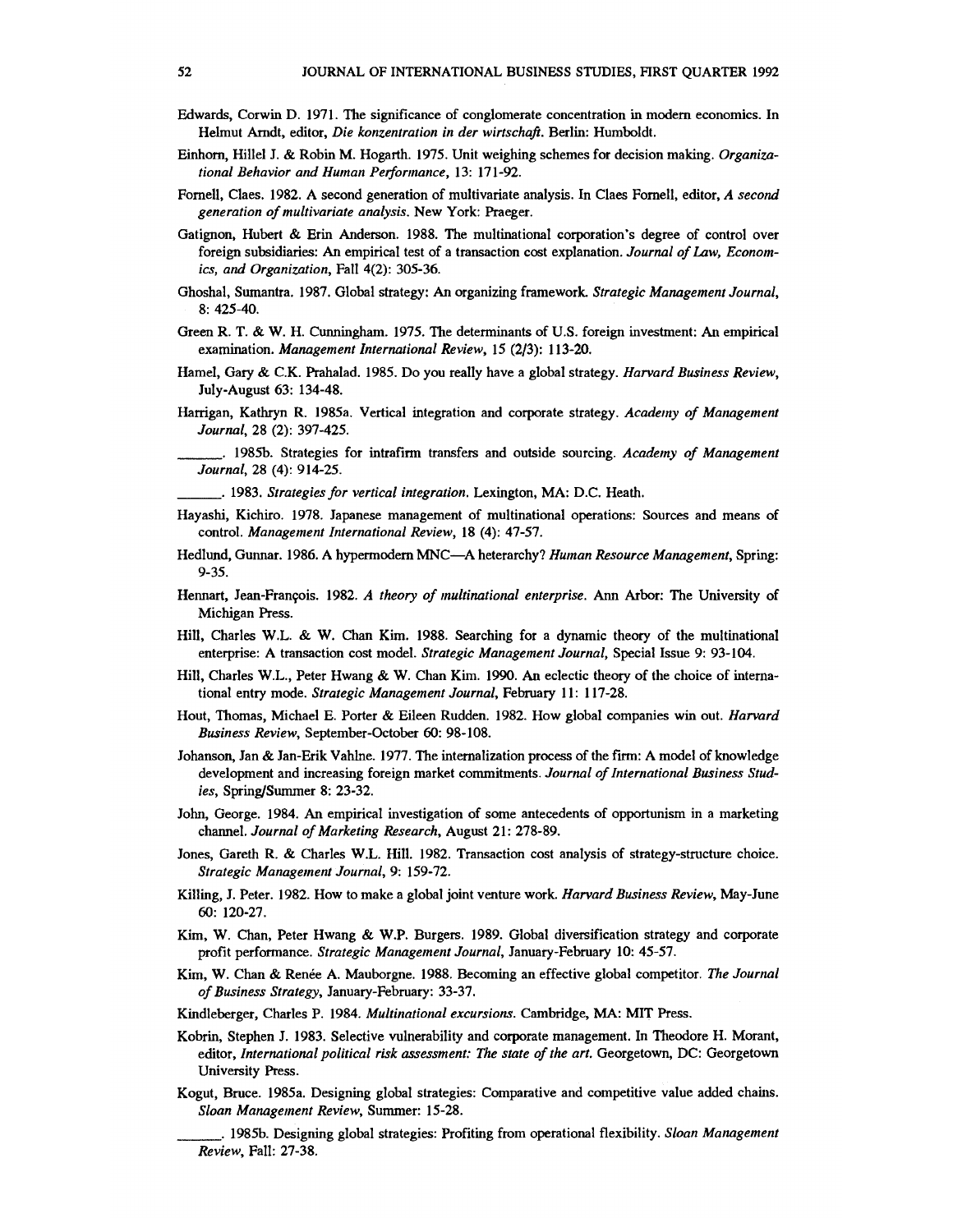Edwards, Corwin D. 1971. The significance of conglomerate concentration in modern economics. In Helmut Arndt, editor, *Die konzentration in der wirtschaft*. Berlin: Humboldt.

Einhorn, Hillel J. & Robin M. Hogarth. 1975. Unit weighing schemes for decision making. *Organizational Behavior and Human Performance*, 13: 171-92.

Fornell, Claes. 1982. A second generation of multivariate analysis. In Claes Fornell, editor, *A second generation of multivariate analysis*. New York: Praeger.

Gatignon, Hubert & Erin Anderson. 1988. The multinational corporation's degree of control over foreign subsidiaries: An empirical test of a transaction cost explanation. *Journal of Law, Economics, and Organization*, Fall 4(2): 305-36.

Ghoshal, Sumantra. 1987. Global strategy: An organizing framework. *Strategic Management Journal*, 8: 425-40.

Green R. T. & W. H. Cunningham. 1975. The determinants of U.S. foreign investment: An empirical examination. *Management International Review*, 15 (2/3): 113-20.

Hamel, Gary & C.K. Prahalad. 1985. Do you really have a global strategy. *Harvard Business Review*, July-August 63: 134-48.

Harrigan, Kathryn R. 1985a. Vertical integration and corporate strategy. *Academy of Management Journal*, 28 (2): 397-425.

______. 1985b. Strategies for intrafirm transfers and outside sourcing. *Academy of Management Journal*, 28 (4): 914-25.

______. 1983. *Strategies for vertical integration*. Lexington, MA: D.C. Heath.

Hayashi, Kichiro. 1978. Japanese management of multinational operations: Sources and means of control. *Management International Review*, 18 (4): 47-57.

Hedlund, Gunnar. 1986. A hypermodern MNC—A heterarchy? *Human Resource Management*, Spring: 9-35.

Hennart, Jean-François. 1982. *A theory of multinational enterprise*. Ann Arbor: The University of Michigan Press.

Hill, Charles W.L. & W. Chan Kim. 1988. Searching for a dynamic theory of the multinational enterprise: A transaction cost model. *Strategic Management Journal*, Special Issue 9: 93-104.

Hill, Charles W.L., Peter Hwang & W. Chan Kim. 1990. An eclectic theory of the choice of international entry mode. *Strategic Management Journal*, February 11: 117-28.

Hout, Thomas, Michael E. Porter & Eileen Rudden. 1982. How global companies win out. *Harvard Business Review*, September-October 60: 98-108.

Johanson, Jan & Jan-Erik Vahlne. 1977. The internalization process of the firm: A model of knowledge development and increasing foreign market commitments. *Journal of International Business Studies*, Spring/Summer 8: 23-32.

John, George. 1984. An empirical investigation of some antecedents of opportunism in a marketing channel. *Journal of Marketing Research*, August 21: 278-89.

Jones, Gareth R. & Charles W.L. Hill. 1982. Transaction cost analysis of strategy-structure choice. *Strategic Management Journal*, 9: 159-72.

Killing, J. Peter. 1982. How to make a global joint venture work. *Harvard Business Review*, May-June 60: 120-27.

Kim, W. Chan, Peter Hwang & W.P. Burgers. 1989. Global diversification strategy and corporate profit performance. *Strategic Management Journal*, January-February 10: 45-57.

Kim, W. Chan & Renée A. Mauborgne. 1988. Becoming an effective global competitor. *The Journal of Business Strategy*, January-February: 33-37.

Kindleberger, Charles P. 1984. *Multinational excursions*. Cambridge, MA: MIT Press.

Kobrin, Stephen J. 1983. Selective vulnerability and corporate management. In Theodore H. Morant, editor, *International political risk assessment: The state of the art*. Georgetown, DC: Georgetown University Press.

Kogut, Bruce. 1985a. Designing global strategies: Comparative and competitive value added chains. *Sloan Management Review*, Summer: 15-28.

______. 1985b. Designing global strategies: Profiting from operational flexibility. *Sloan Management Review*, Fall: 27-38.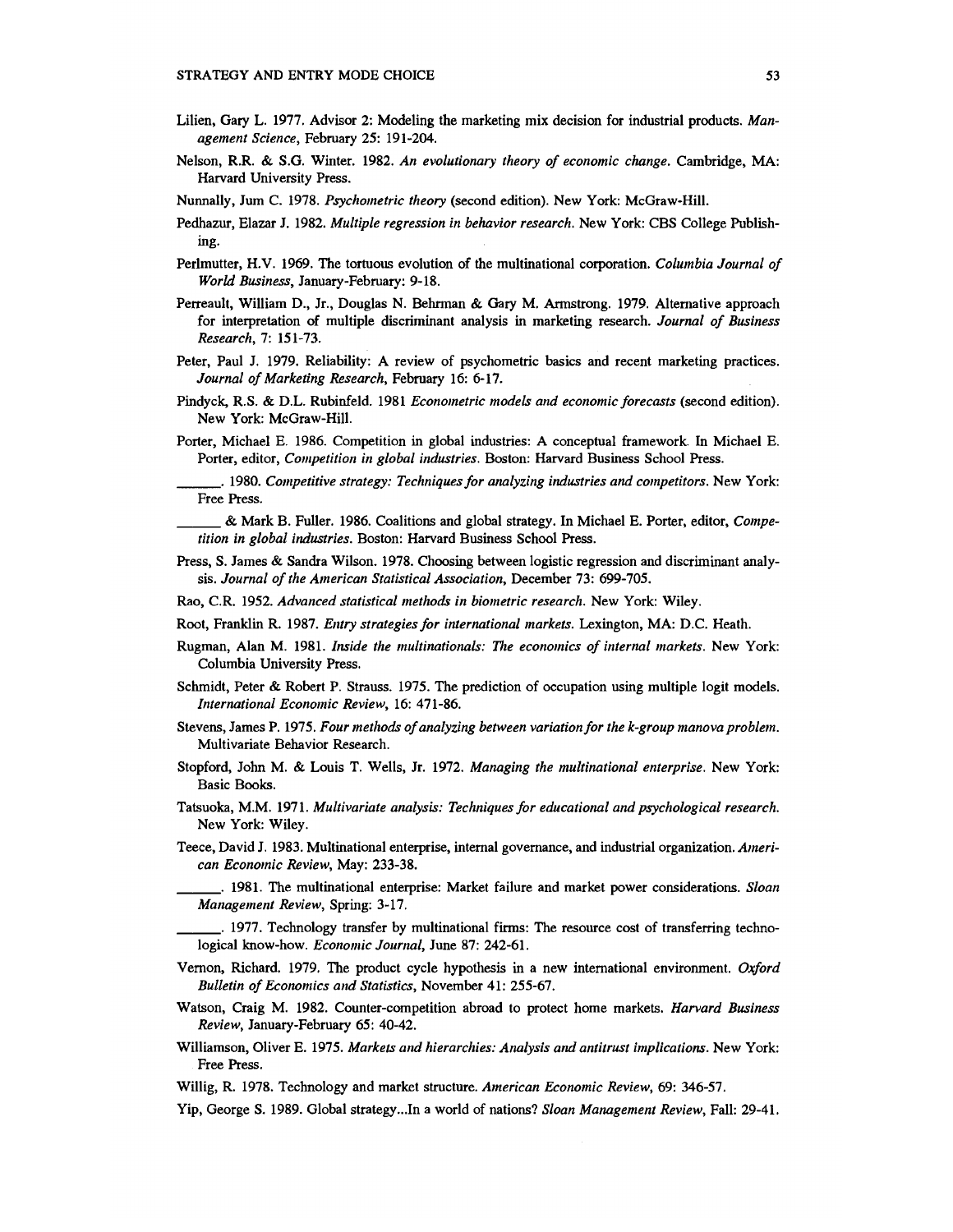Lilien, Gary L. 1977. Advisor 2: Modeling the marketing mix decision for industrial products. *Management Science*, February 25: 191-204.

Nelson, R.R. & S.G. Winter. 1982. *An evolutionary theory of economic change*. Cambridge, MA: Harvard University Press.

Nunnally, Jum C. 1978. *Psychometric theory* (second edition). New York: McGraw-Hill.

Pedhazur, Elazar J. 1982. *Multiple regression in behavior research*. New York: CBS College Publishing.

Perlmutter, H.V. 1969. The tortuous evolution of the multinational corporation. *Columbia Journal of World Business*, January-February: 9-18.

Perreault, William D., Jr., Douglas N. Behrman & Gary M. Armstrong. 1979. Alternative approach for interpretation of multiple discriminant analysis in marketing research. *Journal of Business Research*, 7: 151-73.

Peter, Paul J. 1979. Reliability: A review of psychometric basics and recent marketing practices. *Journal of Marketing Research*, February 16: 6-17.

Pindyck, R.S. & D.L. Rubinfeld. 1981 *Econometric models and economic forecasts* (second edition). New York: McGraw-Hill.

Porter, Michael E. 1986. Competition in global industries: A conceptual framework. In Michael E. Porter, editor, *Competition in global industries*. Boston: Harvard Business School Press.

______. 1980. *Competitive strategy: Techniques for analyzing industries and competitors*. New York: Free Press.

______ & Mark B. Fuller. 1986. Coalitions and global strategy. In Michael E. Porter, editor, *Competition in global industries*. Boston: Harvard Business School Press.

Press, S. James & Sandra Wilson. 1978. Choosing between logistic regression and discriminant analysis. *Journal of the American Statistical Association*, December 73: 699-705.

Rao, C.R. 1952. *Advanced statistical methods in biometric research*. New York: Wiley.

Root, Franklin R. 1987. *Entry strategies for international markets*. Lexington, MA: D.C. Heath.

Rugman, Alan M. 1981. *Inside the multinationals: The economics of internal markets*. New York: Columbia University Press.

Schmidt, Peter & Robert P. Strauss. 1975. The prediction of occupation using multiple logit models. *International Economic Review*, 16: 471-86.

Stevens, James P. 1975. *Four methods of analyzing between variation for the k-group manova problem*. Multivariate Behavior Research.

Stopford, John M. & Louis T. Wells, Jr. 1972. *Managing the multinational enterprise*. New York: Basic Books.

Tatsuoka, M.M. 1971. *Multivariate analysis: Techniques for educational and psychological research*. New York: Wiley.

Teece, David J. 1983. Multinational enterprise, internal governance, and industrial organization. *American Economic Review*, May: 233-38.

______. 1981. The multinational enterprise: Market failure and market power considerations. *Sloan Management Review*, Spring: 3-17.

______. 1977. Technology transfer by multinational firms: The resource cost of transferring technological know-how. *Economic Journal*, June 87: 242-61.

Vernon, Richard. 1979. The product cycle hypothesis in a new international environment. *Oxford Bulletin of Economics and Statistics*, November 41: 255-67.

Watson, Craig M. 1982. Counter-competition abroad to protect home markets. *Harvard Business Review*, January-February 65: 40-42.

Williamson, Oliver E. 1975. *Markets and hierarchies: Analysis and antitrust implications*. New York: Free Press.

Willig, R. 1978. Technology and market structure. *American Economic Review*, 69: 346-57.

Yip, George S. 1989. Global strategy...In a world of nations? *Sloan Management Review*, Fall: 29-41.